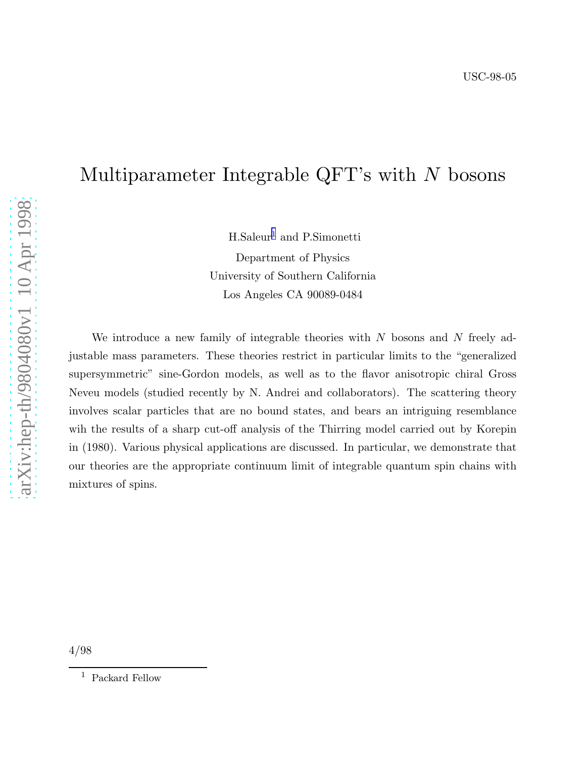USC-98-05

# Multiparameter Integrable QFT's with $N$ bosons

H.Saleur[1] and P.Simonetti

Department of Physics

University of Southern California

Los Angeles CA 90089-0484

We introduce a new family of integrable theories with $N$ bosons and $N$ freely adjustable mass parameters. These theories restrict in particular limits to the "generalized supersymmetric" sine-Gordon models, as well as to the flavor anisotropic chiral Gross Neveu models (studied recently by N. Andrei and collaborators). The scattering theory involves scalar particles that are no bound states, and bears an intriguing resemblance wih the results of a sharp cut-off analysis of the Thirring model carried out by Korepin in (1980). Various physical applications are discussed. In particular, we demonstrate that our theories are the appropriate continuum limit of integrable quantum spin chains with mixtures of spins.

4/98

[1] Packard Fellow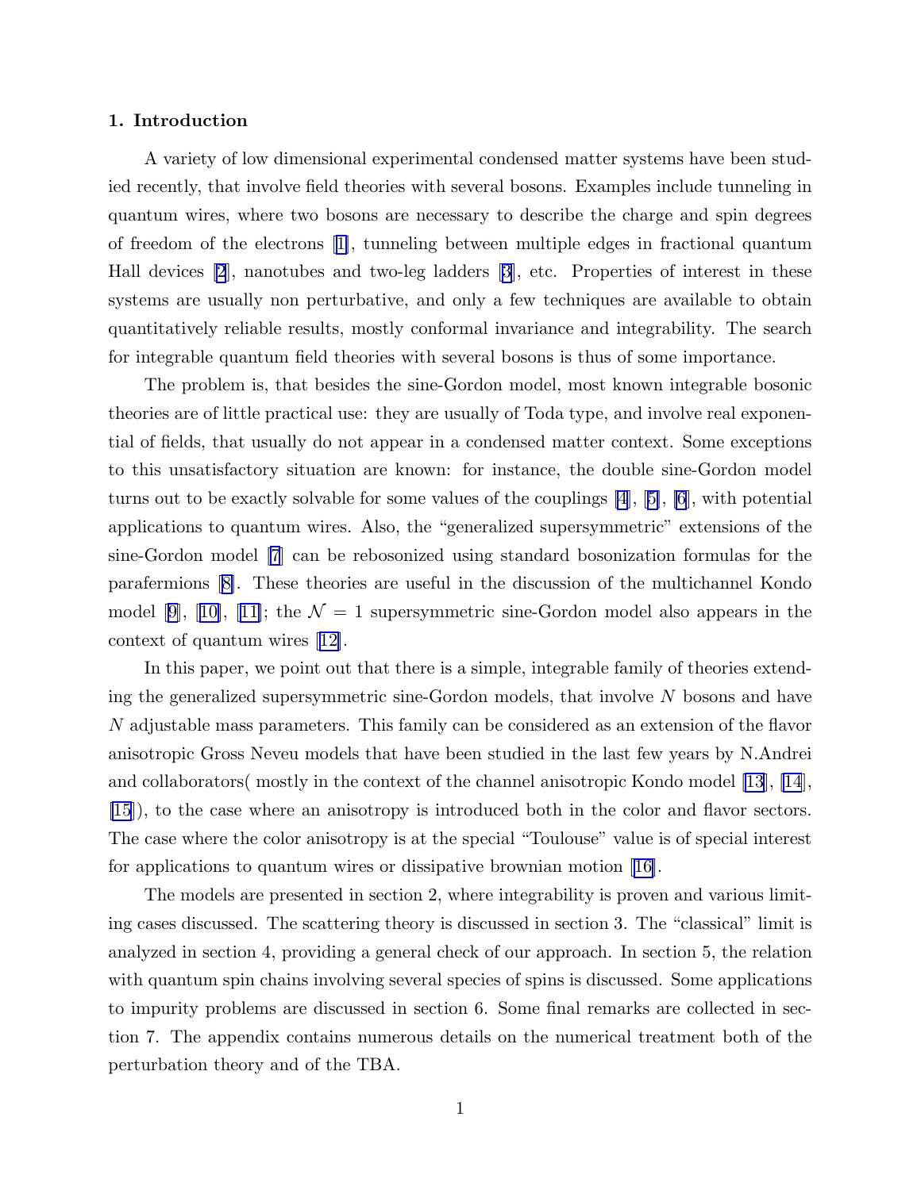## 1. Introduction

A variety of low dimensional experimental condensed matter systems have been studied recently, that involve field theories with several bosons. Examples include tunneling in quantum wires, where two bosons are necessary to describe the charge and spin degrees of freedom of the electrons [1], tunneling between multiple edges in fractional quantum Hall devices [2], nanotubes and two-leg ladders [3], etc. Properties of interest in these systems are usually non perturbative, and only a few techniques are available to obtain quantitatively reliable results, mostly conformal invariance and integrability. The search for integrable quantum field theories with several bosons is thus of some importance.

The problem is, that besides the sine-Gordon model, most known integrable bosonic theories are of little practical use: they are usually of Toda type, and involve real exponential of fields, that usually do not appear in a condensed matter context. Some exceptions to this unsatisfactory situation are known: for instance, the double sine-Gordon model turns out to be exactly solvable for some values of the couplings [4], [5], [6], with potential applications to quantum wires. Also, the "generalized supersymmetric" extensions of the sine-Gordon model [7] can be rebosonized using standard bosonization formulas for the parafermions [8]. These theories are useful in the discussion of the multichannel Kondo model [9], [10], [11]; the $\mathcal{N} = 1$ supersymmetric sine-Gordon model also appears in the context of quantum wires [12].

In this paper, we point out that there is a simple, integrable family of theories extending the generalized supersymmetric sine-Gordon models, that involve $N$ bosons and have $N$ adjustable mass parameters. This family can be considered as an extension of the flavor anisotropic Gross Neveu models that have been studied in the last few years by N.Andrei and collaborators( mostly in the context of the channel anisotropic Kondo model [13], [14], [15]), to the case where an anisotropy is introduced both in the color and flavor sectors. The case where the color anisotropy is at the special "Toulouse" value is of special interest for applications to quantum wires or dissipative brownian motion [16].

The models are presented in section 2, where integrability is proven and various limiting cases discussed. The scattering theory is discussed in section 3. The "classical" limit is analyzed in section 4, providing a general check of our approach. In section 5, the relation with quantum spin chains involving several species of spins is discussed. Some applications to impurity problems are discussed in section 6. Some final remarks are collected in section 7. The appendix contains numerous details on the numerical treatment both of the perturbation theory and of the TBA.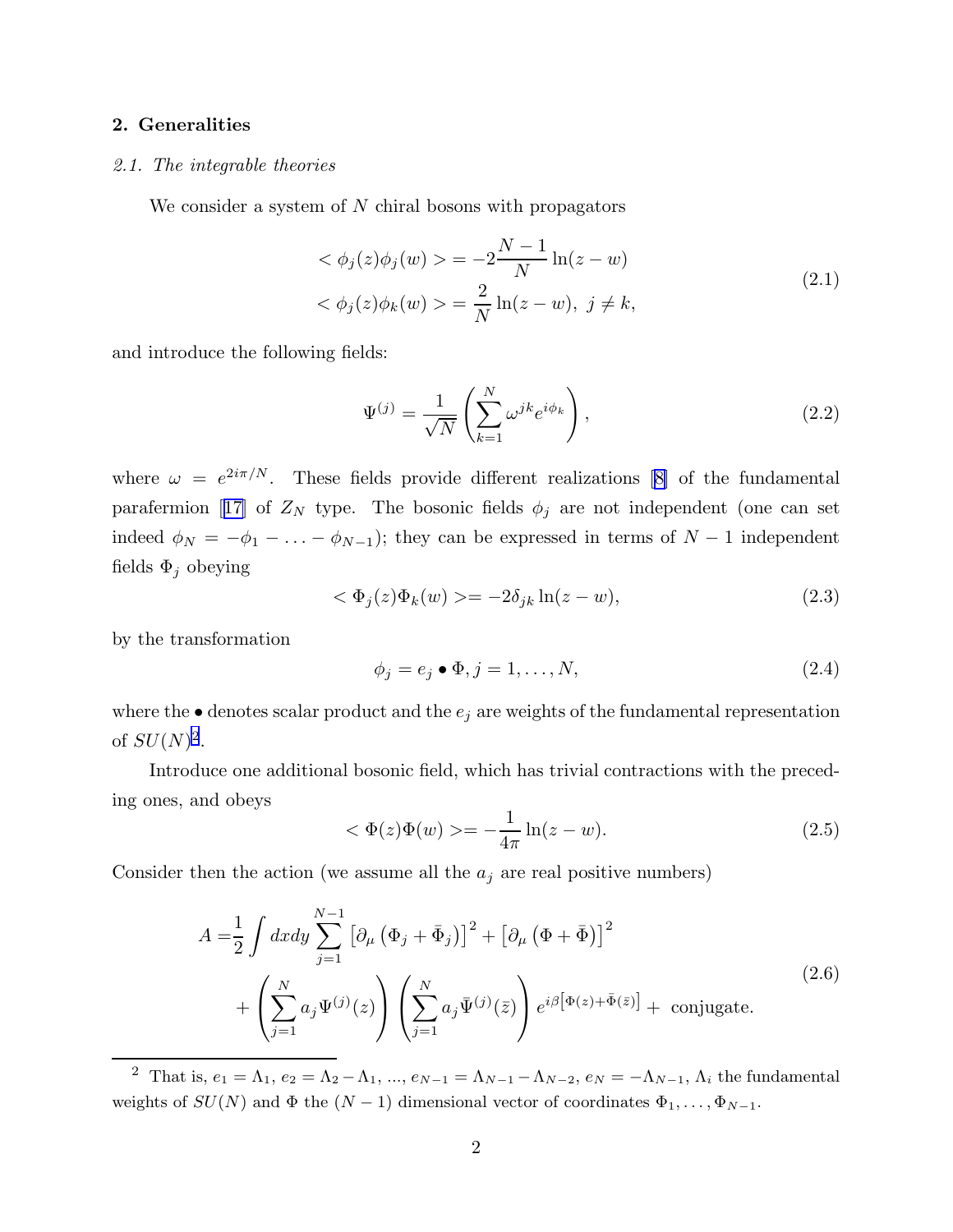## 2. Generalities

### *2.1. The integrable theories*

We consider a system of $N$ chiral bosons with propagators

$$
\begin{aligned}
<\phi_j(z)\phi_j(w)> &= -2\frac{N-1}{N}\ln(z-w) \\
<\phi_j(z)\phi_k(w)> &= \frac{2}{N}\ln(z-w),\ j\neq k,
\end{aligned}
\tag{2.1}
$$

and introduce the following fields:

$$
\Psi^{(j)} = \frac{1}{\sqrt{N}}\left(\sum_{k=1}^{N}\omega^{jk}e^{i\phi_k}\right),
\tag{2.2}
$$

where $\omega = e^{2i\pi/N}$. These fields provide different realizations [8] of the fundamental parafermion [17] of $Z_N$ type. The bosonic fields $\phi_j$ are not independent (one can set indeed $\phi_N = -\phi_1 - \ldots - \phi_{N-1}$); they can be expressed in terms of $N-1$ independent fields $\Phi_j$ obeying

$$
<\Phi_j(z)\Phi_k(w)> = -2\delta_{jk}\ln(z-w),
\tag{2.3}
$$

by the transformation

$$
\phi_j = e_j \bullet \Phi, j=1,\ldots,N,
\tag{2.4}
$$

where the $\bullet$ denotes scalar product and the $e_j$ are weights of the fundamental representation of $SU(N)$[2].

Introduce one additional bosonic field, which has trivial contractions with the preceding ones, and obeys

$$
<\Phi(z)\Phi(w)> = -\frac{1}{4\pi}\ln(z-w).
\tag{2.5}
$$

Consider then the action (we assume all the $a_j$ are real positive numbers)

$$
\begin{aligned}
A =& \frac{1}{2}\int dxdy\sum_{j=1}^{N-1}\left[\partial_\mu\left(\Phi_j+\bar{\Phi}_j\right)\right]^2 + \left[\partial_\mu\left(\Phi+\bar{\Phi}\right)\right]^2 \\
&+ \left(\sum_{j=1}^{N}a_j\Psi^{(j)}(z)\right)\left(\sum_{j=1}^{N}a_j\bar{\Psi}^{(j)}(\bar{z})\right)e^{i\beta\left[\Phi(z)+\bar{\Phi}(\bar{z})\right]} + \text{ conjugate.}
\end{aligned}
\tag{2.6}
$$

---

[2] That is, $e_1 = \Lambda_1$, $e_2 = \Lambda_2 - \Lambda_1$, ..., $e_{N-1} = \Lambda_{N-1} - \Lambda_{N-2}$, $e_N = -\Lambda_{N-1}$, $\Lambda_i$ the fundamental weights of $SU(N)$ and $\Phi$ the $(N-1)$ dimensional vector of coordinates $\Phi_1, \ldots, \Phi_{N-1}$.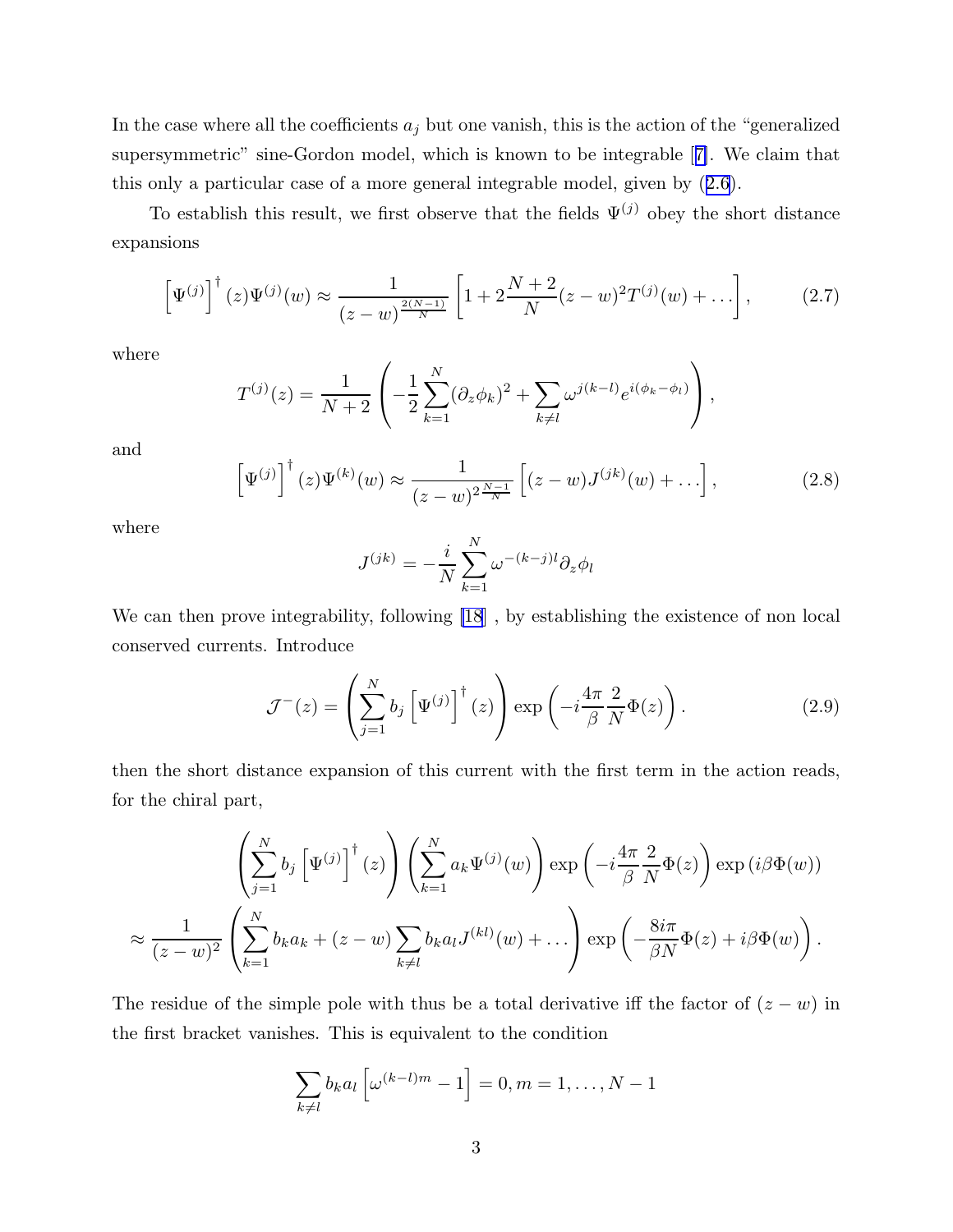In the case where all the coefficients $a_j$ but one vanish, this is the action of the "generalized supersymmetric" sine-Gordon model, which is known to be integrable [7]. We claim that this only a particular case of a more general integrable model, given by (2.6).

To establish this result, we first observe that the fields $\Psi^{(j)}$ obey the short distance expansions

$$\left[\Psi^{(j)}\right]^{\dagger}(z)\Psi^{(j)}(w) \approx \frac{1}{(z-w)^{\frac{2(N-1)}{N}}}\left[1+2\frac{N+2}{N}(z-w)^2T^{(j)}(w)+\ldots\right], \tag{2.7}$$

where

$$T^{(j)}(z) = \frac{1}{N+2}\left(-\frac{1}{2}\sum_{k=1}^{N}(\partial_z\phi_k)^2+\sum_{k\neq l}\omega^{j(k-l)}e^{i(\phi_k-\phi_l)}\right),$$

and

$$\left[\Psi^{(j)}\right]^{\dagger}(z)\Psi^{(k)}(w) \approx \frac{1}{(z-w)^{2\frac{N-1}{N}}}\left[(z-w)J^{(jk)}(w)+\ldots\right], \tag{2.8}$$

where

$$J^{(jk)} = -\frac{i}{N}\sum_{k=1}^{N}\omega^{-(k-j)l}\partial_z\phi_l$$

We can then prove integrability, following [18] , by establishing the existence of non local conserved currents. Introduce

$$\mathcal{J}^{-}(z) = \left(\sum_{j=1}^{N}b_j\left[\Psi^{(j)}\right]^{\dagger}(z)\right)\exp\left(-i\frac{4\pi}{\beta}\frac{2}{N}\Phi(z)\right). \tag{2.9}$$

then the short distance expansion of this current with the first term in the action reads, for the chiral part,

$$\left(\sum_{j=1}^{N}b_j\left[\Psi^{(j)}\right]^{\dagger}(z)\right)\left(\sum_{k=1}^{N}a_k\Psi^{(j)}(w)\right)\exp\left(-i\frac{4\pi}{\beta}\frac{2}{N}\Phi(z)\right)\exp\left(i\beta\Phi(w)\right)$$

$$\approx\frac{1}{(z-w)^2}\left(\sum_{k=1}^{N}b_ka_k+(z-w)\sum_{k\neq l}b_ka_lJ^{(kl)}(w)+\ldots\right)\exp\left(-\frac{8i\pi}{\beta N}\Phi(z)+i\beta\Phi(w)\right).$$

The residue of the simple pole with thus be a total derivative iff the factor of $(z-w)$ in the first bracket vanishes. This is equivalent to the condition

$$\sum_{k\neq l}b_ka_l\left[\omega^{(k-l)m}-1\right]=0, m=1,\ldots,N-1$$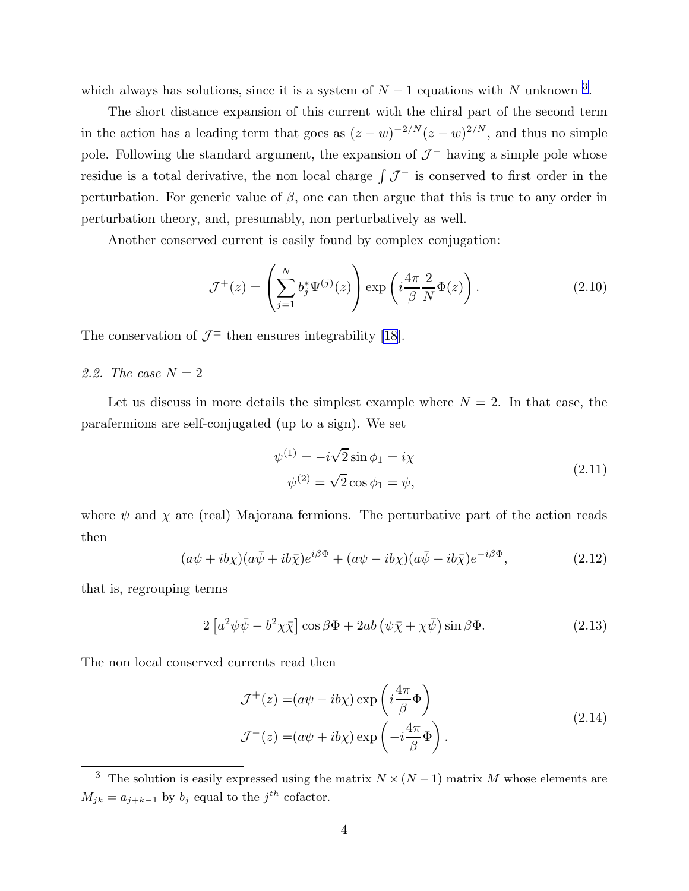which always has solutions, since it is a system of $N-1$ equations with $N$ unknown [3].

The short distance expansion of this current with the chiral part of the second term in the action has a leading term that goes as $(z-w)^{-2/N}(z-w)^{2/N}$, and thus no simple pole. Following the standard argument, the expansion of $\mathcal{J}^-$ having a simple pole whose residue is a total derivative, the non local charge $\int \mathcal{J}^-$ is conserved to first order in the perturbation. For generic value of $\beta$, one can then argue that this is true to any order in perturbation theory, and, presumably, non perturbatively as well.

Another conserved current is easily found by complex conjugation:

$$
\mathcal{J}^+(z) = \left( \sum_{j=1}^{N} b_j^* \Psi^{(j)}(z) \right) \exp\left( i \frac{4\pi}{\beta} \frac{2}{N} \Phi(z) \right). \tag{2.10}
$$

The conservation of $\mathcal{J}^\pm$ then ensures integrability [18].

*2.2. The case $N=2$*

Let us discuss in more details the simplest example where $N=2$. In that case, the parafermions are self-conjugated (up to a sign). We set

$$
\begin{aligned}
\psi^{(1)} &= -i\sqrt{2}\sin\phi_1 = i\chi \\
\psi^{(2)} &= \sqrt{2}\cos\phi_1 = \psi,
\end{aligned} \tag{2.11}
$$

where $\psi$ and $\chi$ are (real) Majorana fermions. The perturbative part of the action reads then

$$
(a\psi + ib\chi)(a\bar{\psi} + ib\bar{\chi})e^{i\beta\Phi} + (a\psi - ib\chi)(a\bar{\psi} - ib\bar{\chi})e^{-i\beta\Phi}, \tag{2.12}
$$

that is, regrouping terms

$$
2\left[a^2\psi\bar{\psi} - b^2\chi\bar{\chi}\right]\cos\beta\Phi + 2ab\left(\psi\bar{\chi} + \chi\bar{\psi}\right)\sin\beta\Phi. \tag{2.13}
$$

The non local conserved currents read then

$$
\begin{aligned}
\mathcal{J}^+(z) =& (a\psi - ib\chi)\exp\left(i\frac{4\pi}{\beta}\Phi\right) \\
\mathcal{J}^-(z) =& (a\psi + ib\chi)\exp\left(-i\frac{4\pi}{\beta}\Phi\right).
\end{aligned} \tag{2.14}
$$

---

[3] The solution is easily expressed using the matrix $N \times (N-1)$ matrix $M$ whose elements are $M_{jk} = a_{j+k-1}$ by $b_j$ equal to the $j^{th}$ cofactor.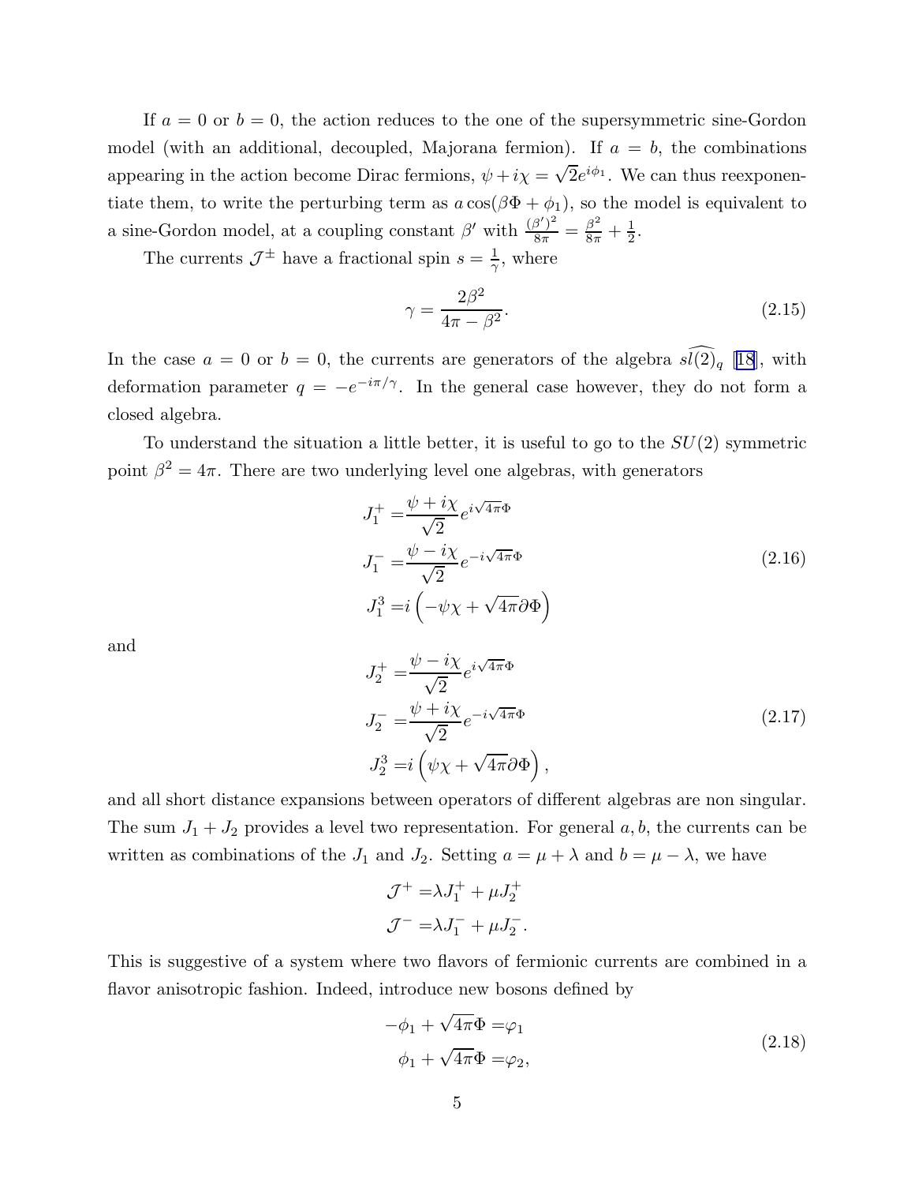If $a = 0$ or $b = 0$, the action reduces to the one of the supersymmetric sine-Gordon model (with an additional, decoupled, Majorana fermion). If $a = b$, the combinations appearing in the action become Dirac fermions, $\psi + i\chi = \sqrt{2}e^{i\phi_1}$. We can thus reexponentiate them, to write the perturbing term as $a\cos(\beta\Phi + \phi_1)$, so the model is equivalent to a sine-Gordon model, at a coupling constant $\beta'$ with $\frac{(\beta')^2}{8\pi} = \frac{\beta^2}{8\pi} + \frac{1}{2}$.

The currents $\mathcal{J}^{\pm}$ have a fractional spin $s = \frac{1}{\gamma}$, where

$$\gamma = \frac{2\beta^2}{4\pi - \beta^2}. \tag{2.15}$$

In the case $a = 0$ or $b = 0$, the currents are generators of the algebra $\widehat{sl(2)}_q$ [18], with deformation parameter $q = -e^{-i\pi/\gamma}$. In the general case however, they do not form a closed algebra.

To understand the situation a little better, it is useful to go to the $SU(2)$ symmetric point $\beta^2 = 4\pi$. There are two underlying level one algebras, with generators

$$\begin{aligned}
J_1^+ =& \frac{\psi + i\chi}{\sqrt{2}} e^{i\sqrt{4\pi}\Phi} \\
J_1^- =& \frac{\psi - i\chi}{\sqrt{2}} e^{-i\sqrt{4\pi}\Phi} \\
J_1^3 =& i\left(-\psi\chi + \sqrt{4\pi}\partial\Phi\right)
\end{aligned} \tag{2.16}$$

and

$$\begin{aligned}
J_2^+ =& \frac{\psi - i\chi}{\sqrt{2}} e^{i\sqrt{4\pi}\Phi} \\
J_2^- =& \frac{\psi + i\chi}{\sqrt{2}} e^{-i\sqrt{4\pi}\Phi} \\
J_2^3 =& i\left(\psi\chi + \sqrt{4\pi}\partial\Phi\right),
\end{aligned} \tag{2.17}$$

and all short distance expansions between operators of different algebras are non singular. The sum $J_1 + J_2$ provides a level two representation. For general $a, b$, the currents can be written as combinations of the $J_1$ and $J_2$. Setting $a = \mu + \lambda$ and $b = \mu - \lambda$, we have

$$\begin{aligned}
\mathcal{J}^+ =& \lambda J_1^+ + \mu J_2^+ \\
\mathcal{J}^- =& \lambda J_1^- + \mu J_2^-.
\end{aligned}$$

This is suggestive of a system where two flavors of fermionic currents are combined in a flavor anisotropic fashion. Indeed, introduce new bosons defined by

$$\begin{aligned}
-\phi_1 + \sqrt{4\pi}\Phi =& \varphi_1 \\
\phi_1 + \sqrt{4\pi}\Phi =& \varphi_2,
\end{aligned} \tag{2.18}$$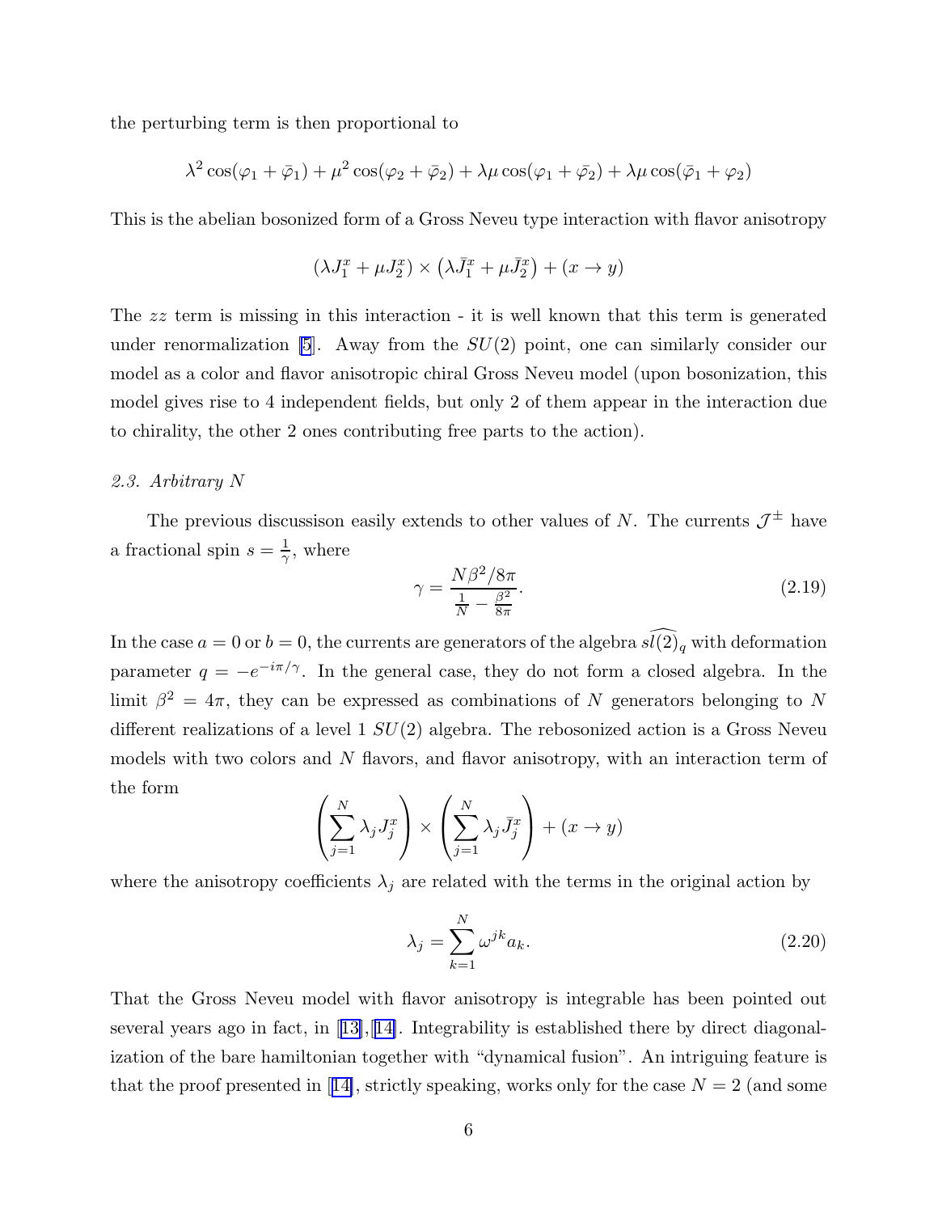the perturbing term is then proportional to

$$\lambda^2 \cos(\varphi_1 + \bar{\varphi}_1) + \mu^2 \cos(\varphi_2 + \bar{\varphi}_2) + \lambda\mu \cos(\varphi_1 + \bar{\varphi}_2) + \lambda\mu \cos(\bar{\varphi}_1 + \varphi_2)$$

This is the abelian bosonized form of a Gross Neveu type interaction with flavor anisotropy

$$(\lambda J_1^x + \mu J_2^x) \times \left(\lambda \bar{J}_1^x + \mu \bar{J}_2^x\right) + (x \to y)$$

The $zz$ term is missing in this interaction - it is well known that this term is generated under renormalization [5]. Away from the $SU(2)$ point, one can similarly consider our model as a color and flavor anisotropic chiral Gross Neveu model (upon bosonization, this model gives rise to 4 independent fields, but only 2 of them appear in the interaction due to chirality, the other 2 ones contributing free parts to the action).

*2.3. Arbitrary N*

The previous discussison easily extends to other values of $N$. The currents $\mathcal{J}^{\pm}$ have a fractional spin $s = \frac{1}{\gamma}$, where

$$\gamma = \frac{N\beta^2/8\pi}{\frac{1}{N} - \frac{\beta^2}{8\pi}}. \tag{2.19}$$

In the case $a = 0$ or $b = 0$, the currents are generators of the algebra $\widehat{sl(2)}_q$ with deformation parameter $q = -e^{-i\pi/\gamma}$. In the general case, they do not form a closed algebra. In the limit $\beta^2 = 4\pi$, they can be expressed as combinations of $N$ generators belonging to $N$ different realizations of a level 1 $SU(2)$ algebra. The rebosonized action is a Gross Neveu models with two colors and $N$ flavors, and flavor anisotropy, with an interaction term of the form

$$\left(\sum_{j=1}^{N} \lambda_j J_j^x\right) \times \left(\sum_{j=1}^{N} \lambda_j \bar{J}_j^x\right) + (x \to y)$$

where the anisotropy coefficients $\lambda_j$ are related with the terms in the original action by

$$\lambda_j = \sum_{k=1}^{N} \omega^{jk} a_k. \tag{2.20}$$

That the Gross Neveu model with flavor anisotropy is integrable has been pointed out several years ago in fact, in [13],[14]. Integrability is established there by direct diagonalization of the bare hamiltonian together with "dynamical fusion". An intriguing feature is that the proof presented in [14], strictly speaking, works only for the case $N = 2$ (and some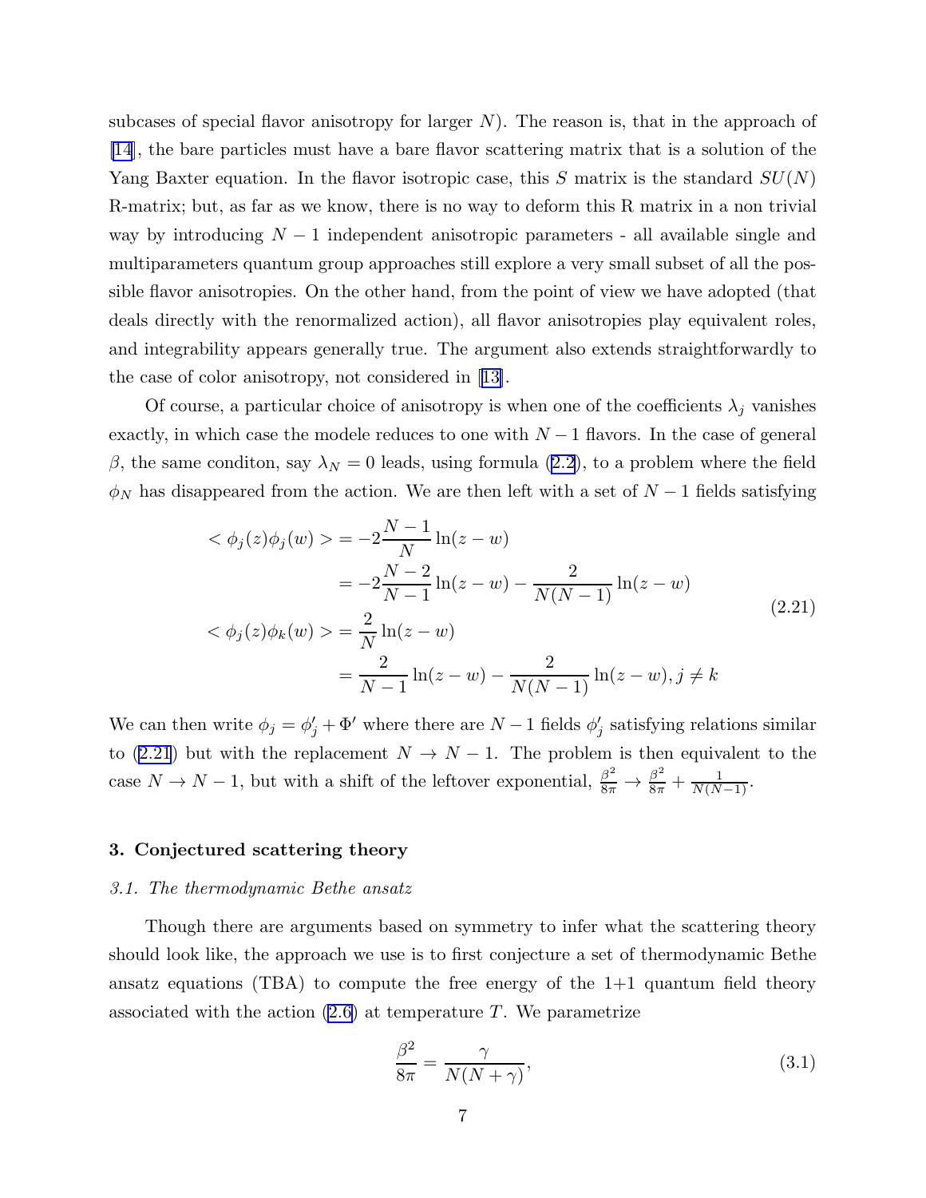subcases of special flavor anisotropy for larger $N$). The reason is, that in the approach of [14], the bare particles must have a bare flavor scattering matrix that is a solution of the Yang Baxter equation. In the flavor isotropic case, this $S$ matrix is the standard $SU(N)$ R-matrix; but, as far as we know, there is no way to deform this R matrix in a non trivial way by introducing $N-1$ independent anisotropic parameters - all available single and multiparameters quantum group approaches still explore a very small subset of all the possible flavor anisotropies. On the other hand, from the point of view we have adopted (that deals directly with the renormalized action), all flavor anisotropies play equivalent roles, and integrability appears generally true. The argument also extends straightforwardly to the case of color anisotropy, not considered in [13].

Of course, a particular choice of anisotropy is when one of the coefficients $\lambda_j$ vanishes exactly, in which case the modele reduces to one with $N-1$ flavors. In the case of general $\beta$, the same conditon, say $\lambda_N = 0$ leads, using formula (2.2), to a problem where the field $\phi_N$ has disappeared from the action. We are then left with a set of $N-1$ fields satisfying

$$
\begin{aligned}
<\phi_j(z)\phi_j(w)> &= -2\frac{N-1}{N}\ln(z-w) \\
&= -2\frac{N-2}{N-1}\ln(z-w) - \frac{2}{N(N-1)}\ln(z-w) \\
<\phi_j(z)\phi_k(w)> &= \frac{2}{N}\ln(z-w) \\
&= \frac{2}{N-1}\ln(z-w) - \frac{2}{N(N-1)}\ln(z-w), j \neq k
\end{aligned}
\tag{2.21}
$$

We can then write $\phi_j = \phi'_j + \Phi'$ where there are $N-1$ fields $\phi'_j$ satisfying relations similar to (2.21) but with the replacement $N \to N-1$. The problem is then equivalent to the case $N \to N-1$, but with a shift of the leftover exponential, $\frac{\beta^2}{8\pi} \to \frac{\beta^2}{8\pi} + \frac{1}{N(N-1)}$.

## 3. Conjectured scattering theory

### 3.1. The thermodynamic Bethe ansatz

Though there are arguments based on symmetry to infer what the scattering theory should look like, the approach we use is to first conjecture a set of thermodynamic Bethe ansatz equations (TBA) to compute the free energy of the 1+1 quantum field theory associated with the action (2.6) at temperature $T$. We parametrize

$$
\frac{\beta^2}{8\pi} = \frac{\gamma}{N(N+\gamma)},
\tag{3.1}
$$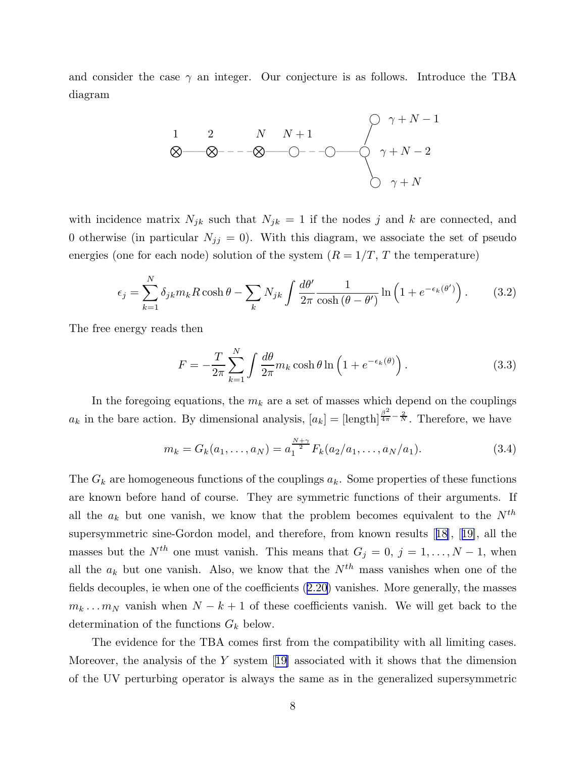and consider the case $\gamma$ an integer. Our conjecture is as follows. Introduce the TBA diagram

with incidence matrix $N_{jk}$ such that $N_{jk} = 1$ if the nodes $j$ and $k$ are connected, and 0 otherwise (in particular $N_{jj} = 0$). With this diagram, we associate the set of pseudo energies (one for each node) solution of the system ($R = 1/T$, $T$ the temperature)

$$\epsilon_j = \sum_{k=1}^{N} \delta_{jk} m_k R \cosh\theta - \sum_k N_{jk} \int \frac{d\theta'}{2\pi} \frac{1}{\cosh(\theta - \theta')} \ln\left(1 + e^{-\epsilon_k(\theta')}\right). \tag{3.2}$$

The free energy reads then

$$F = -\frac{T}{2\pi} \sum_{k=1}^{N} \int \frac{d\theta}{2\pi} m_k \cosh\theta \ln\left(1 + e^{-\epsilon_k(\theta)}\right). \tag{3.3}$$

In the foregoing equations, the $m_k$ are a set of masses which depend on the couplings $a_k$ in the bare action. By dimensional analysis, $[a_k] = [\text{length}]^{\frac{\beta^2}{4\pi} - \frac{2}{N}}$. Therefore, we have

$$m_k = G_k(a_1, \ldots, a_N) = a_1^{\frac{N+\gamma}{2}} F_k(a_2/a_1, \ldots, a_N/a_1). \tag{3.4}$$

The $G_k$ are homogeneous functions of the couplings $a_k$. Some properties of these functions are known before hand of course. They are symmetric functions of their arguments. If all the $a_k$ but one vanish, we know that the problem becomes equivalent to the $N^{th}$ supersymmetric sine-Gordon model, and therefore, from known results [18], [19], all the masses but the $N^{th}$ one must vanish. This means that $G_j = 0$, $j = 1, \ldots, N-1$, when all the $a_k$ but one vanish. Also, we know that the $N^{th}$ mass vanishes when one of the fields decouples, ie when one of the coefficients (2.20) vanishes. More generally, the masses $m_k \ldots m_N$ vanish when $N - k + 1$ of these coefficients vanish. We will get back to the determination of the functions $G_k$ below.

The evidence for the TBA comes first from the compatibility with all limiting cases. Moreover, the analysis of the $Y$ system [19] associated with it shows that the dimension of the UV perturbing operator is always the same as in the generalized supersymmetric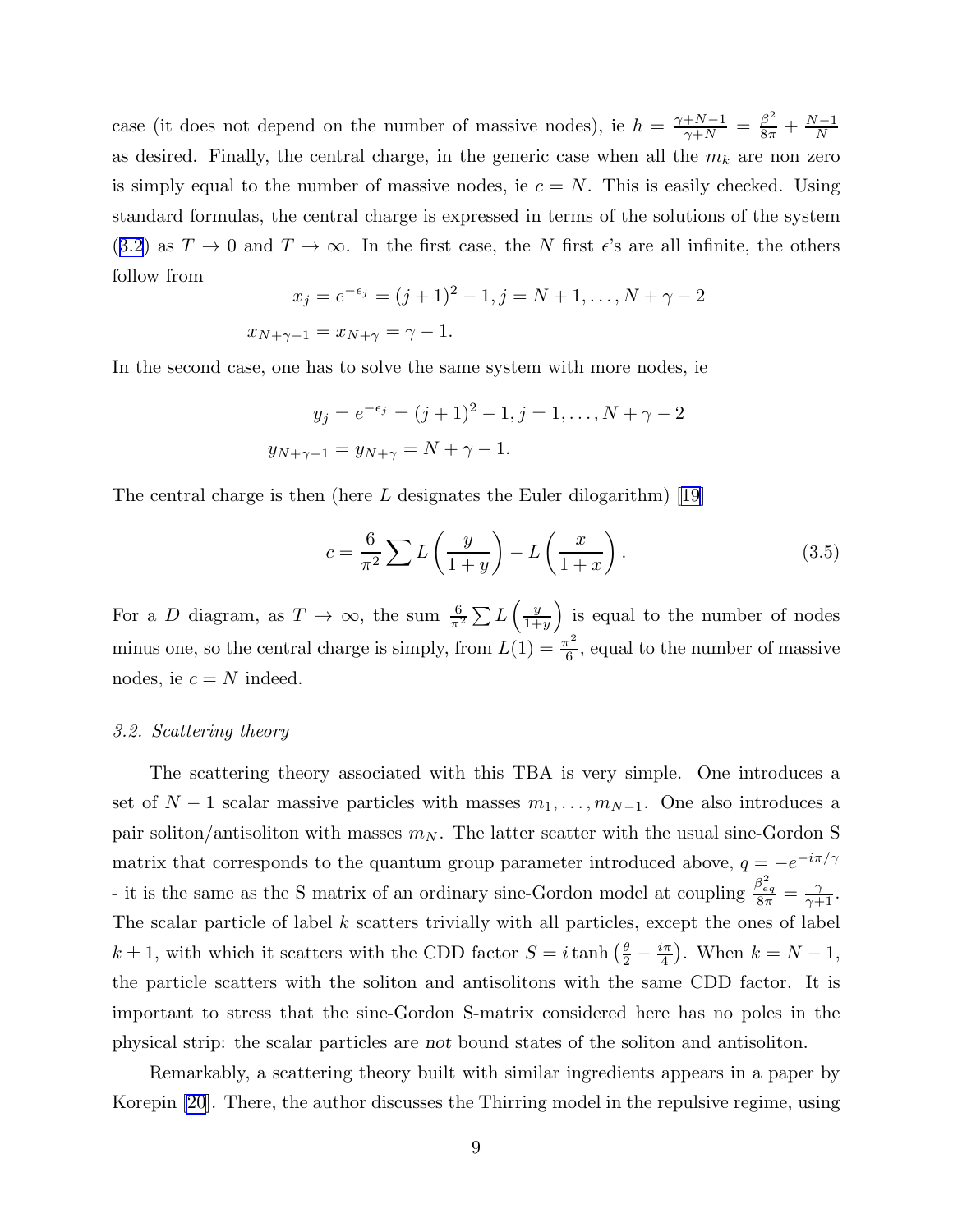case (it does not depend on the number of massive nodes), ie $h = \frac{\gamma+N-1}{\gamma+N} = \frac{\beta^2}{8\pi} + \frac{N-1}{N}$ as desired. Finally, the central charge, in the generic case when all the $m_k$ are non zero is simply equal to the number of massive nodes, ie $c = N$. This is easily checked. Using standard formulas, the central charge is expressed in terms of the solutions of the system (3.2) as $T \to 0$ and $T \to \infty$. In the first case, the $N$ first $\epsilon$'s are all infinite, the others follow from

$$
\begin{aligned}
x_j = e^{-\epsilon_j} = (j+1)^2 - 1, j = N+1, \ldots, N+\gamma-2 \\
x_{N+\gamma-1} = x_{N+\gamma} = \gamma - 1.
\end{aligned}
$$

In the second case, one has to solve the same system with more nodes, ie

$$
\begin{aligned}
y_j = e^{-\epsilon_j} = (j+1)^2 - 1, j = 1, \ldots, N+\gamma-2 \\
y_{N+\gamma-1} = y_{N+\gamma} = N+\gamma-1.
\end{aligned}
$$

The central charge is then (here $L$ designates the Euler dilogarithm) [19]

$$
c = \frac{6}{\pi^2} \sum L\left(\frac{y}{1+y}\right) - L\left(\frac{x}{1+x}\right). \tag{3.5}
$$

For a $D$ diagram, as $T \to \infty$, the sum $\frac{6}{\pi^2} \sum L\left(\frac{y}{1+y}\right)$ is equal to the number of nodes minus one, so the central charge is simply, from $L(1) = \frac{\pi^2}{6}$, equal to the number of massive nodes, ie $c = N$ indeed.

### 3.2. Scattering theory

The scattering theory associated with this TBA is very simple. One introduces a set of $N-1$ scalar massive particles with masses $m_1, \ldots, m_{N-1}$. One also introduces a pair soliton/antisoliton with masses $m_N$. The latter scatter with the usual sine-Gordon S matrix that corresponds to the quantum group parameter introduced above, $q = -e^{-i\pi/\gamma}$ - it is the same as the S matrix of an ordinary sine-Gordon model at coupling $\frac{\beta_{eq}^2}{8\pi} = \frac{\gamma}{\gamma+1}$. The scalar particle of label $k$ scatters trivially with all particles, except the ones of label $k \pm 1$, with which it scatters with the CDD factor $S = i \tanh\left(\frac{\theta}{2} - \frac{i\pi}{4}\right)$. When $k = N-1$, the particle scatters with the soliton and antisolitons with the same CDD factor. It is important to stress that the sine-Gordon S-matrix considered here has no poles in the physical strip: the scalar particles are *not* bound states of the soliton and antisoliton.

Remarkably, a scattering theory built with similar ingredients appears in a paper by Korepin [20]. There, the author discusses the Thirring model in the repulsive regime, using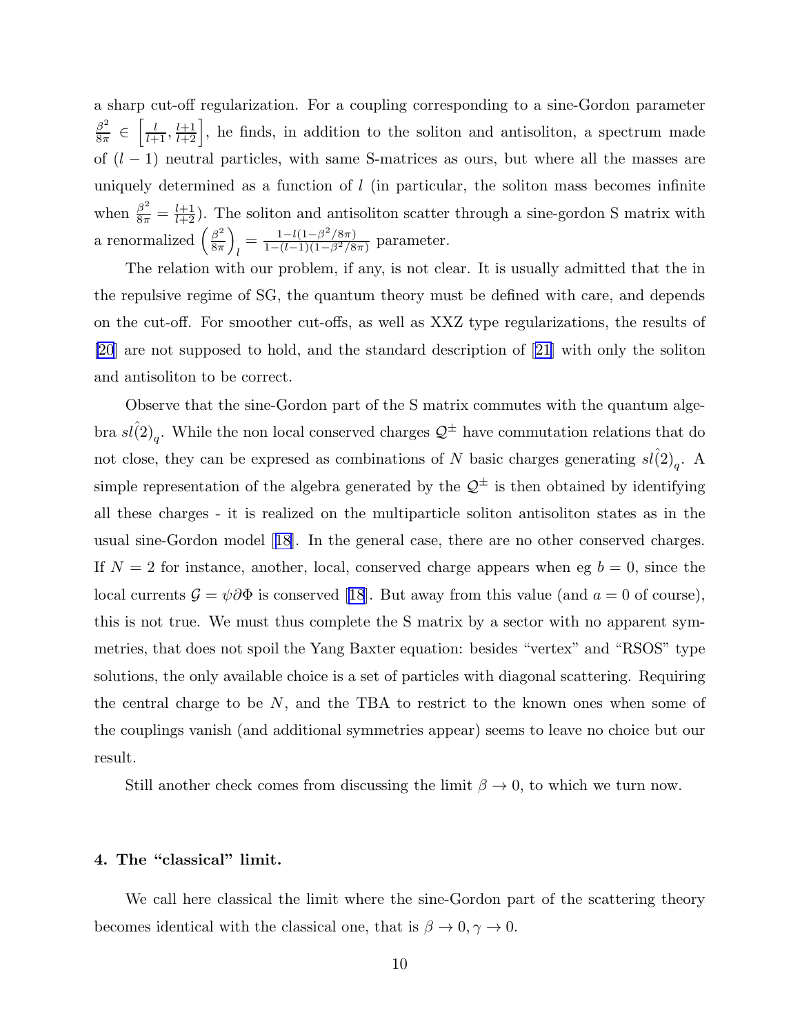a sharp cut-off regularization. For a coupling corresponding to a sine-Gordon parameter $\frac{\beta^2}{8\pi} \in \left[\frac{l}{l+1}, \frac{l+1}{l+2}\right]$, he finds, in addition to the soliton and antisoliton, a spectrum made of $(l-1)$ neutral particles, with same S-matrices as ours, but where all the masses are uniquely determined as a function of $l$ (in particular, the soliton mass becomes infinite when $\frac{\beta^2}{8\pi} = \frac{l+1}{l+2}$). The soliton and antisoliton scatter through a sine-gordon S matrix with a renormalized $\left(\frac{\beta^2}{8\pi}\right)_l = \frac{1-l(1-\beta^2/8\pi)}{1-(l-1)(1-\beta^2/8\pi)}$ parameter.

The relation with our problem, if any, is not clear. It is usually admitted that the in the repulsive regime of SG, the quantum theory must be defined with care, and depends on the cut-off. For smoother cut-offs, as well as XXZ type regularizations, the results of [20] are not supposed to hold, and the standard description of [21] with only the soliton and antisoliton to be correct.

Observe that the sine-Gordon part of the S matrix commutes with the quantum algebra $\hat{sl(2)}_q$. While the non local conserved charges $\mathcal{Q}^{\pm}$ have commutation relations that do not close, they can be expresed as combinations of $N$ basic charges generating $\hat{sl(2)}_q$. A simple representation of the algebra generated by the $\mathcal{Q}^{\pm}$ is then obtained by identifying all these charges - it is realized on the multiparticle soliton antisoliton states as in the usual sine-Gordon model [18]. In the general case, there are no other conserved charges. If $N = 2$ for instance, another, local, conserved charge appears when eg $b = 0$, since the local currents $\mathcal{G} = \psi\partial\Phi$ is conserved [18]. But away from this value (and $a = 0$ of course), this is not true. We must thus complete the S matrix by a sector with no apparent symmetries, that does not spoil the Yang Baxter equation: besides "vertex" and "RSOS" type solutions, the only available choice is a set of particles with diagonal scattering. Requiring the central charge to be $N$, and the TBA to restrict to the known ones when some of the couplings vanish (and additional symmetries appear) seems to leave no choice but our result.

Still another check comes from discussing the limit $\beta \to 0$, to which we turn now.

## 4. The "classical" limit.

We call here classical the limit where the sine-Gordon part of the scattering theory becomes identical with the classical one, that is $\beta \to 0, \gamma \to 0$.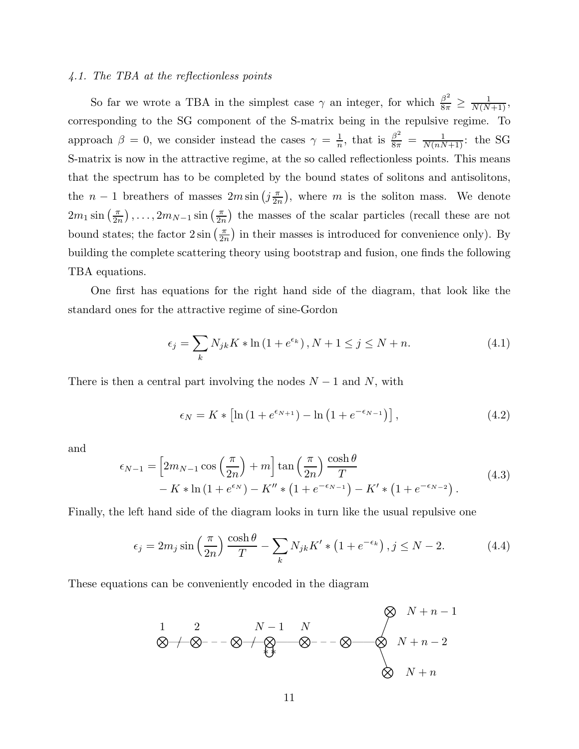### *4.1. The TBA at the reflectionless points*

So far we wrote a TBA in the simplest case $\gamma$ an integer, for which $\frac{\beta^2}{8\pi} \geq \frac{1}{N(N+1)}$, corresponding to the SG component of the S-matrix being in the repulsive regime. To approach $\beta = 0$, we consider instead the cases $\gamma = \frac{1}{n}$, that is $\frac{\beta^2}{8\pi} = \frac{1}{N(nN+1)}$: the SG S-matrix is now in the attractive regime, at the so called reflectionless points. This means that the spectrum has to be completed by the bound states of solitons and antisolitons, the $n-1$ breathers of masses $2m\sin\left(j\frac{\pi}{2n}\right)$, where $m$ is the soliton mass. We denote $2m_1\sin\left(\frac{\pi}{2n}\right), \ldots, 2m_{N-1}\sin\left(\frac{\pi}{2n}\right)$ the masses of the scalar particles (recall these are not bound states; the factor $2\sin\left(\frac{\pi}{2n}\right)$ in their masses is introduced for convenience only). By building the complete scattering theory using bootstrap and fusion, one finds the following TBA equations.

One first has equations for the right hand side of the diagram, that look like the standard ones for the attractive regime of sine-Gordon

$$\epsilon_j = \sum_k N_{jk} K * \ln\left(1+e^{\epsilon_k}\right), N+1 \leq j \leq N+n. \tag{4.1}$$

There is then a central part involving the nodes $N-1$ and $N$, with

$$\epsilon_N = K * \left[\ln\left(1+e^{\epsilon_{N+1}}\right) - \ln\left(1+e^{-\epsilon_{N-1}}\right)\right], \tag{4.2}$$

and

$$\begin{aligned}\epsilon_{N-1} = &\left[2m_{N-1}\cos\left(\frac{\pi}{2n}\right)+m\right]\tan\left(\frac{\pi}{2n}\right)\frac{\cosh\theta}{T} \\ &- K*\ln\left(1+e^{\epsilon_N}\right) - K'' * \left(1+e^{-\epsilon_{N-1}}\right) - K' * \left(1+e^{-\epsilon_{N-2}}\right).\end{aligned} \tag{4.3}$$

Finally, the left hand side of the diagram looks in turn like the usual repulsive one

$$\epsilon_j = 2m_j \sin\left(\frac{\pi}{2n}\right)\frac{\cosh\theta}{T} - \sum_k N_{jk} K' * \left(1+e^{-\epsilon_k}\right), j \leq N-2. \tag{4.4}$$

These equations can be conveniently encoded in the diagram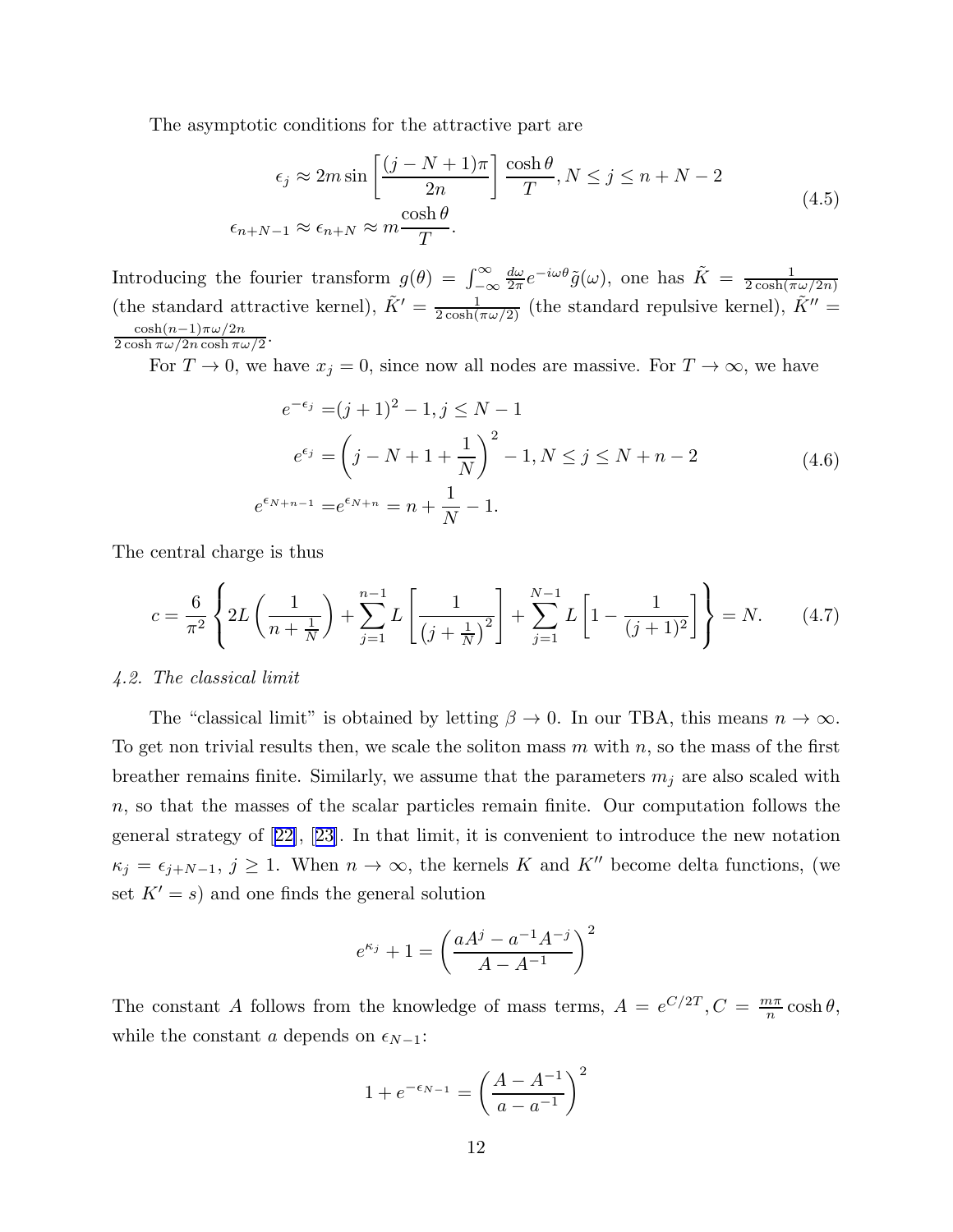The asymptotic conditions for the attractive part are

$$
\begin{aligned}
\epsilon_j &\approx 2m \sin\left[\frac{(j-N+1)\pi}{2n}\right]\frac{\cosh\theta}{T}, N \le j \le n+N-2 \\
\epsilon_{n+N-1} &\approx \epsilon_{n+N} \approx m\frac{\cosh\theta}{T}.
\end{aligned}
\tag{4.5}
$$

Introducing the fourier transform $g(\theta) = \int_{-\infty}^{\infty} \frac{d\omega}{2\pi} e^{-i\omega\theta}\tilde{g}(\omega)$, one has $\tilde{K} = \frac{1}{2\cosh(\pi\omega/2n)}$ (the standard attractive kernel), $\tilde{K}' = \frac{1}{2\cosh(\pi\omega/2)}$ (the standard repulsive kernel), $\tilde{K}'' = \frac{\cosh(n-1)\pi\omega/2n}{2\cosh\pi\omega/2n\cosh\pi\omega/2}$.

For $T \to 0$, we have $x_j = 0$, since now all nodes are massive. For $T \to \infty$, we have

$$
\begin{aligned}
e^{-\epsilon_j} &= (j+1)^2 - 1, j \le N-1 \\
e^{\epsilon_j} &= \left(j - N + 1 + \frac{1}{N}\right)^2 - 1, N \le j \le N+n-2 \\
e^{\epsilon_{N+n-1}} &= e^{\epsilon_{N+n}} = n + \frac{1}{N} - 1.
\end{aligned}
\tag{4.6}
$$

The central charge is thus

$$
c = \frac{6}{\pi^2}\left\{2L\left(\frac{1}{n+\frac{1}{N}}\right) + \sum_{j=1}^{n-1} L\left[\frac{1}{\left(j+\frac{1}{N}\right)^2}\right] + \sum_{j=1}^{N-1} L\left[1 - \frac{1}{(j+1)^2}\right]\right\} = N. \tag{4.7}
$$

*4.2. The classical limit*

The "classical limit" is obtained by letting $\beta \to 0$. In our TBA, this means $n \to \infty$. To get non trivial results then, we scale the soliton mass $m$ with $n$, so the mass of the first breather remains finite. Similarly, we assume that the parameters $m_j$ are also scaled with $n$, so that the masses of the scalar particles remain finite. Our computation follows the general strategy of [22], [23]. In that limit, it is convenient to introduce the new notation $\kappa_j = \epsilon_{j+N-1}$, $j \ge 1$. When $n \to \infty$, the kernels $K$ and $K''$ become delta functions, (we set $K' = s$) and one finds the general solution

$$
e^{\kappa_j} + 1 = \left(\frac{aA^j - a^{-1}A^{-j}}{A - A^{-1}}\right)^2
$$

The constant $A$ follows from the knowledge of mass terms, $A = e^{C/2T}, C = \frac{m\pi}{n}\cosh\theta$, while the constant $a$ depends on $\epsilon_{N-1}$:

$$
1 + e^{-\epsilon_{N-1}} = \left(\frac{A - A^{-1}}{a - a^{-1}}\right)^2
$$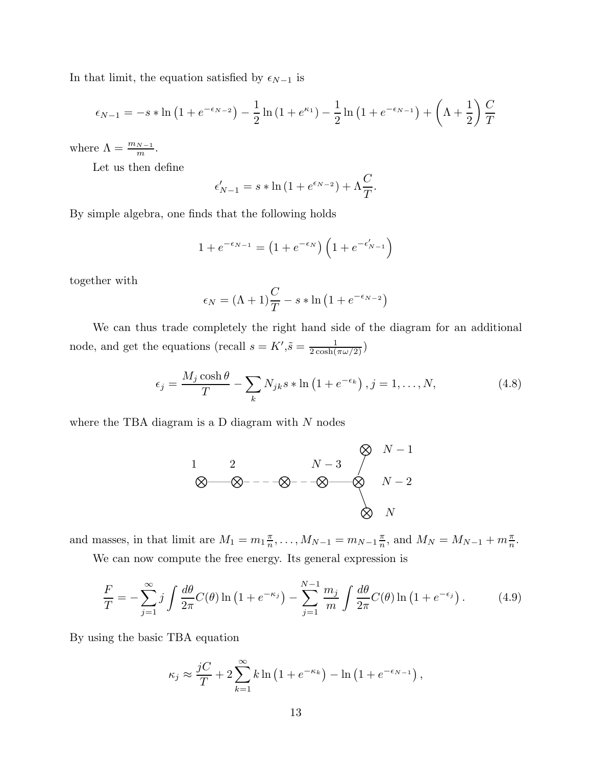In that limit, the equation satisfied by $\epsilon_{N-1}$ is

$$\epsilon_{N-1} = -s * \ln\left(1 + e^{-\epsilon_{N-2}}\right) - \frac{1}{2}\ln\left(1 + e^{\kappa_1}\right) - \frac{1}{2}\ln\left(1 + e^{-\epsilon_{N-1}}\right) + \left(\Lambda + \frac{1}{2}\right)\frac{C}{T}$$

where $\Lambda = \frac{m_{N-1}}{m}$.

Let us then define

$$\epsilon'_{N-1} = s * \ln\left(1 + e^{\epsilon_{N-2}}\right) + \Lambda\frac{C}{T}.$$

By simple algebra, one finds that the following holds

$$1 + e^{-\epsilon_{N-1}} = \left(1 + e^{-\epsilon_N}\right)\left(1 + e^{-\epsilon'_{N-1}}\right)$$

together with

$$\epsilon_N = (\Lambda + 1)\frac{C}{T} - s * \ln\left(1 + e^{-\epsilon_{N-2}}\right)$$

We can thus trade completely the right hand side of the diagram for an additional node, and get the equations (recall $s = K', \tilde{s} = \frac{1}{2\cosh(\pi\omega/2)}$)

$$\epsilon_j = \frac{M_j \cosh\theta}{T} - \sum_k N_{jk} s * \ln\left(1 + e^{-\epsilon_k}\right), j = 1, \ldots, N, \tag{4.8}$$

where the TBA diagram is a D diagram with $N$ nodes

[D diagram: nodes $1$ — $2$ - - - ⊗ - - - $N-3$ — $N-2$, with $N-2$ connected to $N-1$ and $N$]

and masses, in that limit are $M_1 = m_1\frac{\pi}{n}, \ldots, M_{N-1} = m_{N-1}\frac{\pi}{n}$, and $M_N = M_{N-1} + m\frac{\pi}{n}$.

We can now compute the free energy. Its general expression is

$$\frac{F}{T} = -\sum_{j=1}^{\infty} j \int \frac{d\theta}{2\pi} C(\theta) \ln\left(1 + e^{-\kappa_j}\right) - \sum_{j=1}^{N-1} \frac{m_j}{m} \int \frac{d\theta}{2\pi} C(\theta) \ln\left(1 + e^{-\epsilon_j}\right). \tag{4.9}$$

By using the basic TBA equation

$$\kappa_j \approx \frac{jC}{T} + 2\sum_{k=1}^{\infty} k \ln\left(1 + e^{-\kappa_k}\right) - \ln\left(1 + e^{-\epsilon_{N-1}}\right),$$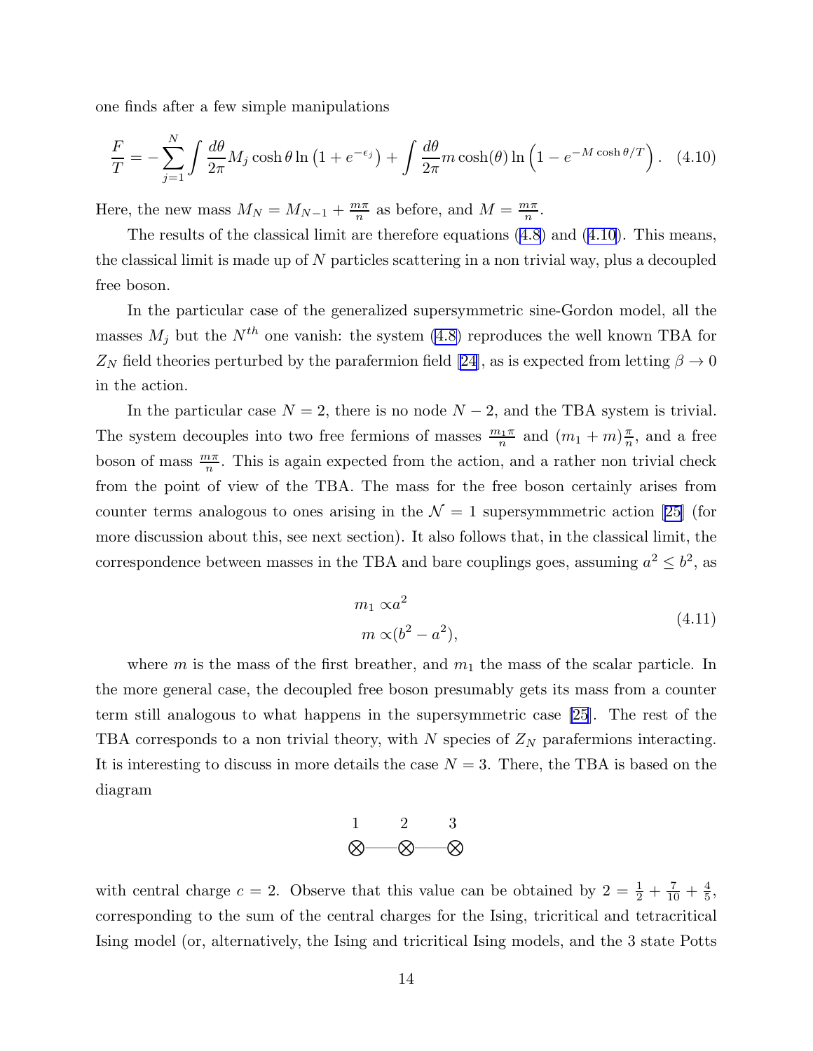one finds after a few simple manipulations

$$\frac{F}{T} = -\sum_{j=1}^{N} \int \frac{d\theta}{2\pi} M_j \cosh\theta \ln\left(1 + e^{-\epsilon_j}\right) + \int \frac{d\theta}{2\pi} m \cosh(\theta) \ln\left(1 - e^{-M\cosh\theta/T}\right). \quad (4.10)$$

Here, the new mass $M_N = M_{N-1} + \frac{m\pi}{n}$ as before, and $M = \frac{m\pi}{n}$.

The results of the classical limit are therefore equations (4.8) and (4.10). This means, the classical limit is made up of $N$ particles scattering in a non trivial way, plus a decoupled free boson.

In the particular case of the generalized supersymmetric sine-Gordon model, all the masses $M_j$ but the $N^{th}$ one vanish: the system (4.8) reproduces the well known TBA for $Z_N$ field theories perturbed by the parafermion field [24], as is expected from letting $\beta \to 0$ in the action.

In the particular case $N = 2$, there is no node $N - 2$, and the TBA system is trivial. The system decouples into two free fermions of masses $\frac{m_1\pi}{n}$ and $(m_1 + m)\frac{\pi}{n}$, and a free boson of mass $\frac{m\pi}{n}$. This is again expected from the action, and a rather non trivial check from the point of view of the TBA. The mass for the free boson certainly arises from counter terms analogous to ones arising in the $\mathcal{N} = 1$ supersymmmetric action [25] (for more discussion about this, see next section). It also follows that, in the classical limit, the correspondence between masses in the TBA and bare couplings goes, assuming $a^2 \leq b^2$, as

$$\begin{aligned} m_1 &\propto a^2 \\ m &\propto (b^2 - a^2), \end{aligned} \quad (4.11)$$

where $m$ is the mass of the first breather, and $m_1$ the mass of the scalar particle. In the more general case, the decoupled free boson presumably gets its mass from a counter term still analogous to what happens in the supersymmetric case [25]. The rest of the TBA corresponds to a non trivial theory, with $N$ species of $Z_N$ parafermions interacting. It is interesting to discuss in more details the case $N = 3$. There, the TBA is based on the diagram

$$\overset{1}{\otimes} \text{———} \overset{2}{\otimes} \text{———} \overset{3}{\otimes}$$

with central charge $c = 2$. Observe that this value can be obtained by $2 = \frac{1}{2} + \frac{7}{10} + \frac{4}{5}$, corresponding to the sum of the central charges for the Ising, tricritical and tetracritical Ising model (or, alternatively, the Ising and tricritical Ising models, and the 3 state Potts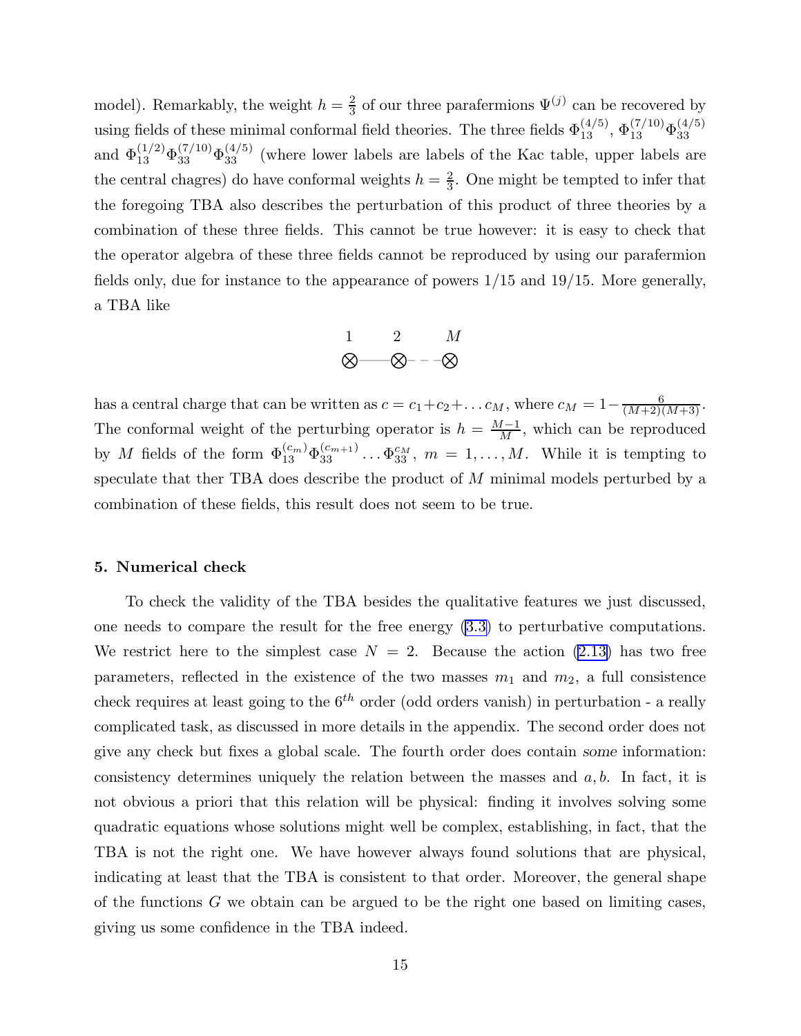model). Remarkably, the weight $h = \frac{2}{3}$ of our three parafermions $\Psi^{(j)}$ can be recovered by using fields of these minimal conformal field theories. The three fields $\Phi_{13}^{(4/5)}$, $\Phi_{13}^{(7/10)}\Phi_{33}^{(4/5)}$ and $\Phi_{13}^{(1/2)}\Phi_{33}^{(7/10)}\Phi_{33}^{(4/5)}$ (where lower labels are labels of the Kac table, upper labels are the central chagres) do have conformal weights $h = \frac{2}{3}$. One might be tempted to infer that the foregoing TBA also describes the perturbation of this product of three theories by a combination of these three fields. This cannot be true however: it is easy to check that the operator algebra of these three fields cannot be reproduced by using our parafermion fields only, due for instance to the appearance of powers 1/15 and 19/15. More generally, a TBA like

$$
\overset{1}{\otimes}\!\!-\!\!\!-\!\!\!-\!\!\overset{2}{\otimes}\!-\,-\,-\!\overset{M}{\otimes}
$$

has a central charge that can be written as $c = c_1 + c_2 + \dots c_M$, where $c_M = 1 - \frac{6}{(M+2)(M+3)}$. The conformal weight of the perturbing operator is $h = \frac{M-1}{M}$, which can be reproduced by $M$ fields of the form $\Phi_{13}^{(c_m)}\Phi_{33}^{(c_{m+1})}\dots\Phi_{33}^{c_M}$, $m = 1, \dots, M$. While it is tempting to speculate that ther TBA does describe the product of $M$ minimal models perturbed by a combination of these fields, this result does not seem to be true.

### 5. Numerical check

To check the validity of the TBA besides the qualitative features we just discussed, one needs to compare the result for the free energy (3.3) to perturbative computations. We restrict here to the simplest case $N = 2$. Because the action (2.13) has two free parameters, reflected in the existence of the two masses $m_1$ and $m_2$, a full consistence check requires at least going to the $6^{th}$ order (odd orders vanish) in perturbation - a really complicated task, as discussed in more details in the appendix. The second order does not give any check but fixes a global scale. The fourth order does contain *some* information: consistency determines uniquely the relation between the masses and $a, b$. In fact, it is not obvious a priori that this relation will be physical: finding it involves solving some quadratic equations whose solutions might well be complex, establishing, in fact, that the TBA is not the right one. We have however always found solutions that are physical, indicating at least that the TBA is consistent to that order. Moreover, the general shape of the functions $G$ we obtain can be argued to be the right one based on limiting cases, giving us some confidence in the TBA indeed.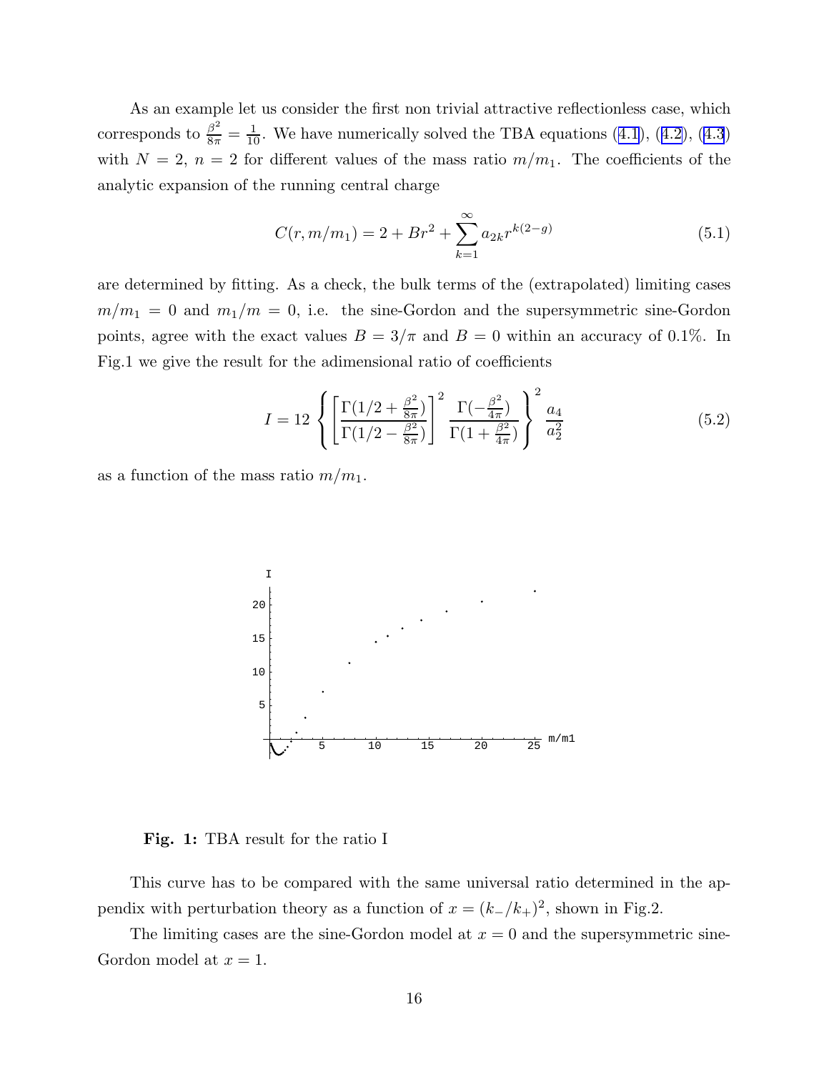As an example let us consider the first non trivial attractive reflectionless case, which corresponds to $\frac{\beta^2}{8\pi} = \frac{1}{10}$. We have numerically solved the TBA equations (4.1), (4.2), (4.3) with $N = 2$, $n = 2$ for different values of the mass ratio $m/m_1$. The coefficients of the analytic expansion of the running central charge

$$C(r, m/m_1) = 2 + Br^2 + \sum_{k=1}^{\infty} a_{2k} r^{k(2-g)} \tag{5.1}$$

are determined by fitting. As a check, the bulk terms of the (extrapolated) limiting cases $m/m_1 = 0$ and $m_1/m = 0$, i.e. the sine-Gordon and the supersymmetric sine-Gordon points, agree with the exact values $B = 3/\pi$ and $B = 0$ within an accuracy of 0.1%. In Fig.1 we give the result for the adimensional ratio of coefficients

$$I = 12 \left\{ \left[ \frac{\Gamma(1/2 + \frac{\beta^2}{8\pi})}{\Gamma(1/2 - \frac{\beta^2}{8\pi})} \right]^2 \frac{\Gamma(-\frac{\beta^2}{4\pi})}{\Gamma(1 + \frac{\beta^2}{4\pi})} \right\}^2 \frac{a_4}{a_2^2} \tag{5.2}$$

as a function of the mass ratio $m/m_1$.

**Fig. 1:** TBA result for the ratio I

This curve has to be compared with the same universal ratio determined in the appendix with perturbation theory as a function of $x = (k_-/k_+)^2$, shown in Fig.2.

The limiting cases are the sine-Gordon model at $x = 0$ and the supersymmetric sine-Gordon model at $x = 1$.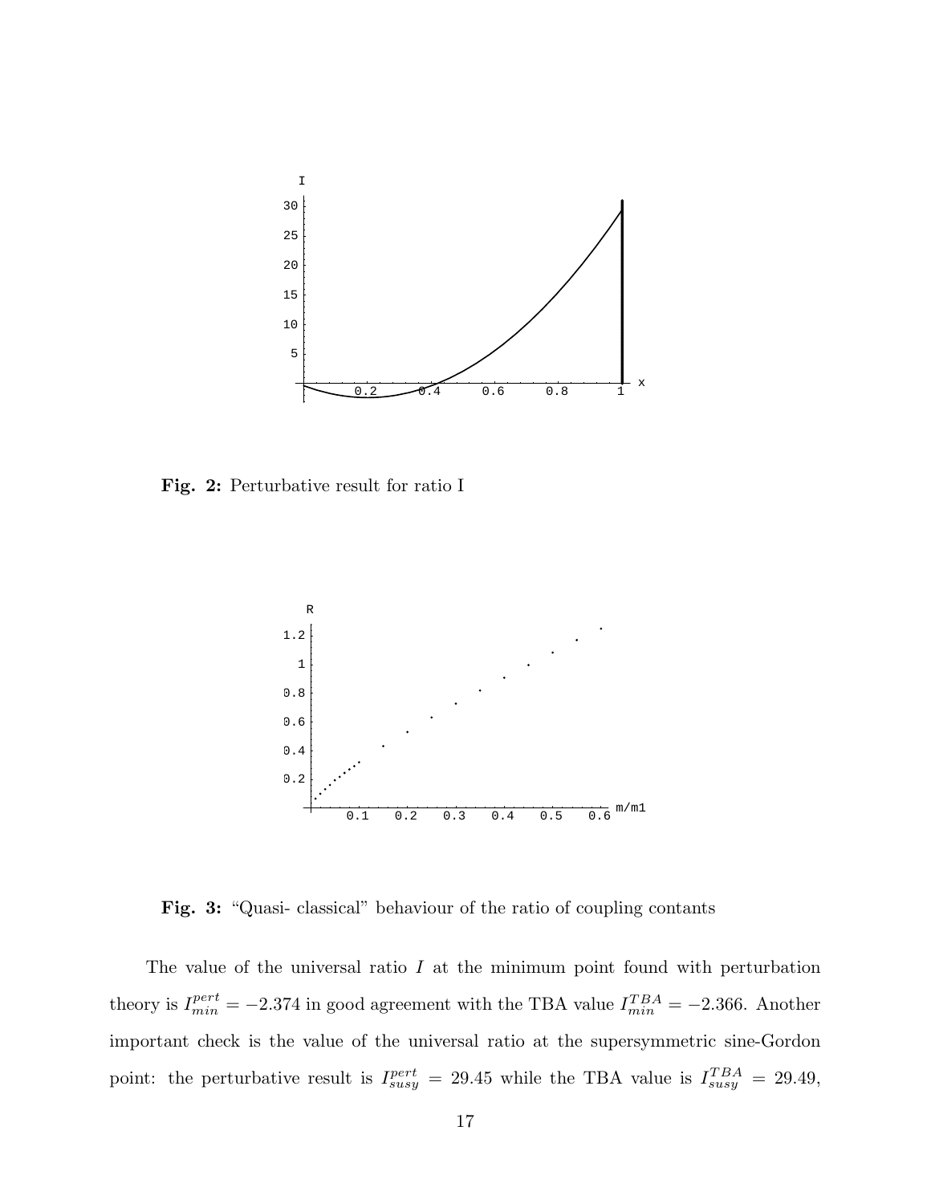**Fig. 2:** Perturbative result for ratio I

**Fig. 3:** "Quasi- classical" behaviour of the ratio of coupling contants

The value of the universal ratio $I$ at the minimum point found with perturbation theory is $I_{min}^{pert} = -2.374$ in good agreement with the TBA value $I_{min}^{TBA} = -2.366$. Another important check is the value of the universal ratio at the supersymmetric sine-Gordon point: the perturbative result is $I_{susy}^{pert} = 29.45$ while the TBA value is $I_{susy}^{TBA} = 29.49$,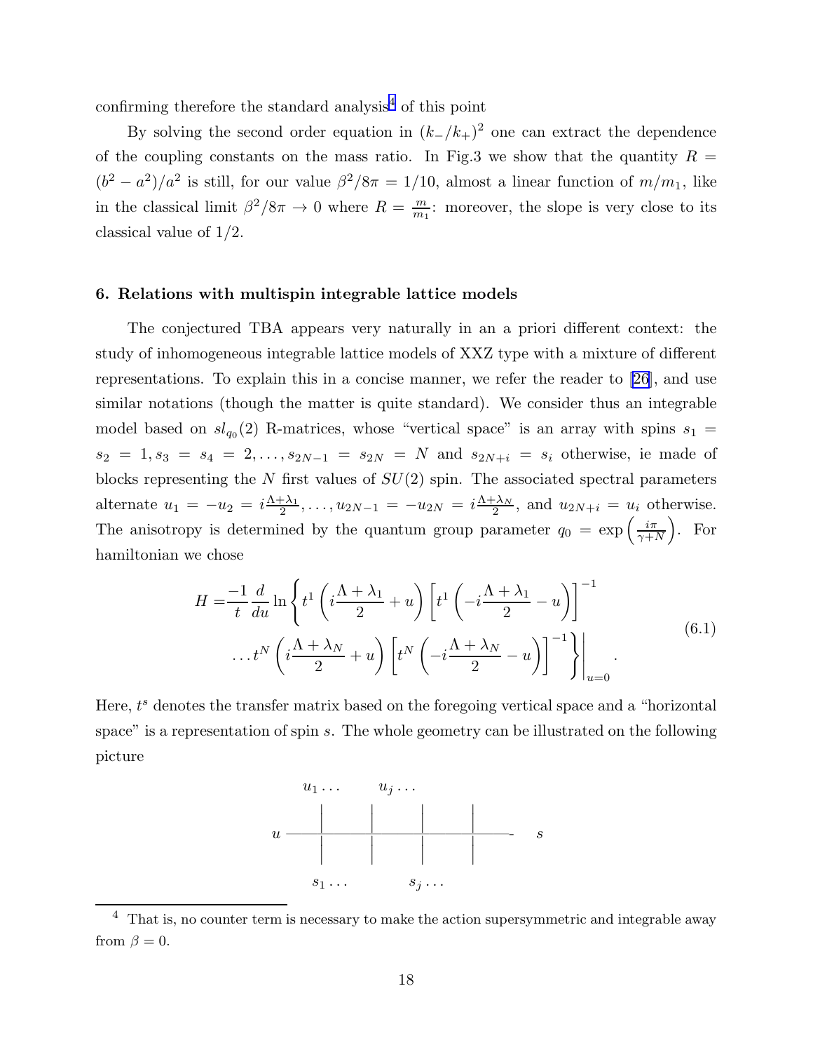confirming therefore the standard analysis[4] of this point

By solving the second order equation in $(k_-/k_+)^2$ one can extract the dependence of the coupling constants on the mass ratio. In Fig.3 we show that the quantity $R = (b^2 - a^2)/a^2$ is still, for our value $\beta^2/8\pi = 1/10$, almost a linear function of $m/m_1$, like in the classical limit $\beta^2/8\pi \to 0$ where $R = \frac{m}{m_1}$: moreover, the slope is very close to its classical value of 1/2.

### 6. Relations with multispin integrable lattice models

The conjectured TBA appears very naturally in an a priori different context: the study of inhomogeneous integrable lattice models of XXZ type with a mixture of different representations. To explain this in a concise manner, we refer the reader to [26], and use similar notations (though the matter is quite standard). We consider thus an integrable model based on $sl_{q_0}(2)$ R-matrices, whose "vertical space" is an array with spins $s_1 = s_2 = 1, s_3 = s_4 = 2, \ldots, s_{2N-1} = s_{2N} = N$ and $s_{2N+i} = s_i$ otherwise, ie made of blocks representing the $N$ first values of $SU(2)$ spin. The associated spectral parameters alternate $u_1 = -u_2 = i\frac{\Lambda+\lambda_1}{2}, \ldots, u_{2N-1} = -u_{2N} = i\frac{\Lambda+\lambda_N}{2}$, and $u_{2N+i} = u_i$ otherwise. The anisotropy is determined by the quantum group parameter $q_0 = \exp\left(\frac{i\pi}{\gamma+N}\right)$. For hamiltonian we chose

$$
\begin{aligned}
H = & \frac{-1}{t}\frac{d}{du}\ln\left\{ t^1\left(i\frac{\Lambda+\lambda_1}{2}+u\right)\left[t^1\left(-i\frac{\Lambda+\lambda_1}{2}-u\right)\right]^{-1} \right. \\
& \left. \left. \ldots t^N\left(i\frac{\Lambda+\lambda_N}{2}+u\right)\left[t^N\left(-i\frac{\Lambda+\lambda_N}{2}-u\right)\right]^{-1} \right\}\right|_{u=0} .
\end{aligned} \tag{6.1}
$$

Here, $t^s$ denotes the transfer matrix based on the foregoing vertical space and a "horizontal space" is a representation of spin $s$. The whole geometry can be illustrated on the following picture

$u_1 \ldots \quad u_j \ldots$

$u$ —————— $s$

$s_1 \ldots \quad s_j \ldots$

[4] That is, no counter term is necessary to make the action supersymmetric and integrable away from $\beta = 0$.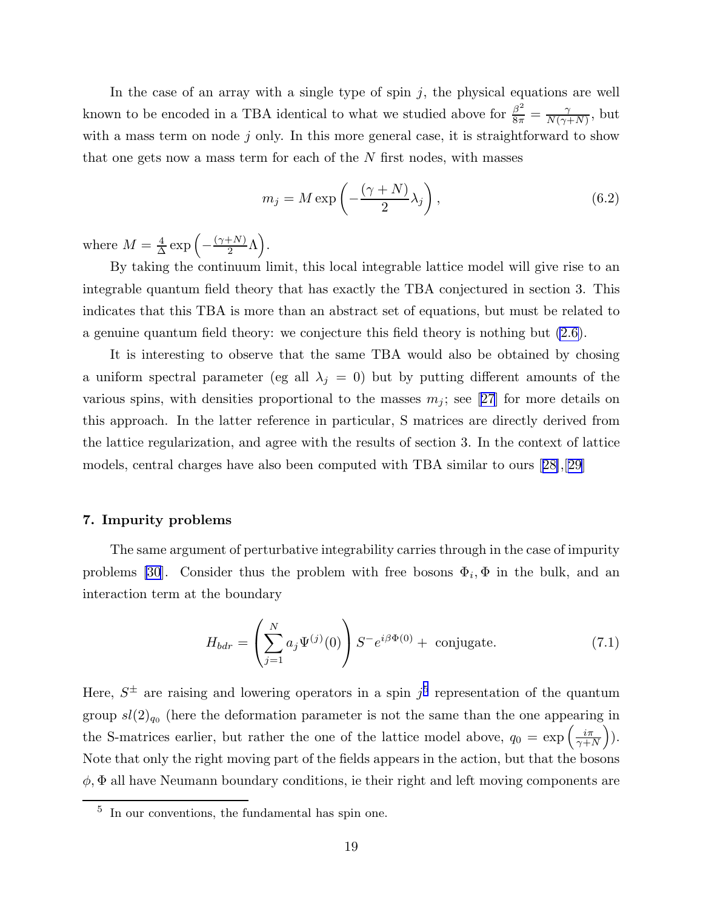In the case of an array with a single type of spin $j$, the physical equations are well known to be encoded in a TBA identical to what we studied above for $\frac{\beta^2}{8\pi} = \frac{\gamma}{N(\gamma+N)}$, but with a mass term on node $j$ only. In this more general case, it is straightforward to show that one gets now a mass term for each of the $N$ first nodes, with masses

$$m_j = M \exp\left(-\frac{(\gamma+N)}{2}\lambda_j\right), \tag{6.2}$$

where $M = \frac{4}{\Delta}\exp\left(-\frac{(\gamma+N)}{2}\Lambda\right)$.

By taking the continuum limit, this local integrable lattice model will give rise to an integrable quantum field theory that has exactly the TBA conjectured in section 3. This indicates that this TBA is more than an abstract set of equations, but must be related to a genuine quantum field theory: we conjecture this field theory is nothing but (2.6).

It is interesting to observe that the same TBA would also be obtained by chosing a uniform spectral parameter (eg all $\lambda_j = 0$) but by putting different amounts of the various spins, with densities proportional to the masses $m_j$; see [27] for more details on this approach. In the latter reference in particular, S matrices are directly derived from the lattice regularization, and agree with the results of section 3. In the context of lattice models, central charges have also been computed with TBA similar to ours [28],[29]

### 7. Impurity problems

The same argument of perturbative integrability carries through in the case of impurity problems [30]. Consider thus the problem with free bosons $\Phi_i, \Phi$ in the bulk, and an interaction term at the boundary

$$H_{bdr} = \left(\sum_{j=1}^{N} a_j \Psi^{(j)}(0)\right) S^- e^{i\beta\Phi(0)} + \text{ conjugate.} \tag{7.1}$$

Here, $S^\pm$ are raising and lowering operators in a spin $j$[5] representation of the quantum group $sl(2)_{q_0}$ (here the deformation parameter is not the same than the one appearing in the S-matrices earlier, but rather the one of the lattice model above, $q_0 = \exp\left(\frac{i\pi}{\gamma+N}\right)$). Note that only the right moving part of the fields appears in the action, but that the bosons $\phi, \Phi$ all have Neumann boundary conditions, ie their right and left moving components are

[5] In our conventions, the fundamental has spin one.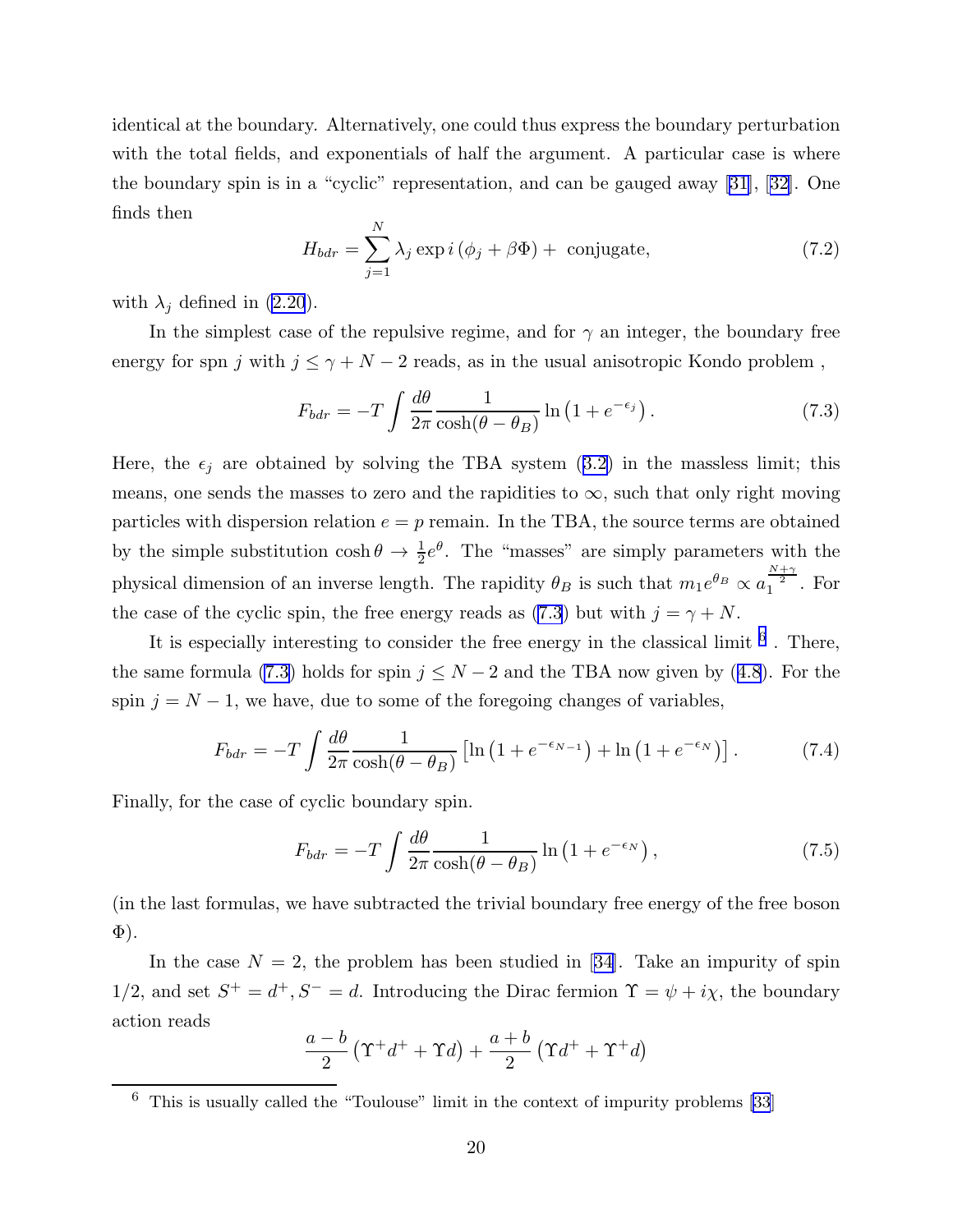identical at the boundary. Alternatively, one could thus express the boundary perturbation with the total fields, and exponentials of half the argument. A particular case is where the boundary spin is in a "cyclic" representation, and can be gauged away [31], [32]. One finds then

$$H_{bdr} = \sum_{j=1}^{N} \lambda_j \exp i\left(\phi_j + \beta\Phi\right) + \text{ conjugate,} \tag{7.2}$$

with $\lambda_j$ defined in (2.20).

In the simplest case of the repulsive regime, and for $\gamma$ an integer, the boundary free energy for spn $j$ with $j \leq \gamma + N - 2$ reads, as in the usual anisotropic Kondo problem ,

$$F_{bdr} = -T \int \frac{d\theta}{2\pi} \frac{1}{\cosh(\theta - \theta_B)} \ln\left(1 + e^{-\epsilon_j}\right). \tag{7.3}$$

Here, the $\epsilon_j$ are obtained by solving the TBA system (3.2) in the massless limit; this means, one sends the masses to zero and the rapidities to $\infty$, such that only right moving particles with dispersion relation $e = p$ remain. In the TBA, the source terms are obtained by the simple substitution $\cosh\theta \to \frac{1}{2}e^{\theta}$. The "masses" are simply parameters with the physical dimension of an inverse length. The rapidity $\theta_B$ is such that $m_1 e^{\theta_B} \propto a_1^{\frac{N+\gamma}{2}}$. For the case of the cyclic spin, the free energy reads as (7.3) but with $j = \gamma + N$.

It is especially interesting to consider the free energy in the classical limit [6] . There, the same formula (7.3) holds for spin $j \leq N - 2$ and the TBA now given by (4.8). For the spin $j = N - 1$, we have, due to some of the foregoing changes of variables,

$$F_{bdr} = -T \int \frac{d\theta}{2\pi} \frac{1}{\cosh(\theta - \theta_B)} \left[\ln\left(1 + e^{-\epsilon_{N-1}}\right) + \ln\left(1 + e^{-\epsilon_N}\right)\right]. \tag{7.4}$$

Finally, for the case of cyclic boundary spin.

$$F_{bdr} = -T \int \frac{d\theta}{2\pi} \frac{1}{\cosh(\theta - \theta_B)} \ln\left(1 + e^{-\epsilon_N}\right), \tag{7.5}$$

(in the last formulas, we have subtracted the trivial boundary free energy of the free boson $\Phi$).

In the case $N = 2$, the problem has been studied in [34]. Take an impurity of spin $1/2$, and set $S^+ = d^+, S^- = d$. Introducing the Dirac fermion $\Upsilon = \psi + i\chi$, the boundary action reads

$$\frac{a-b}{2}\left(\Upsilon^+ d^+ + \Upsilon d\right) + \frac{a+b}{2}\left(\Upsilon d^+ + \Upsilon^+ d\right)$$

---

[6] This is usually called the "Toulouse" limit in the context of impurity problems [33]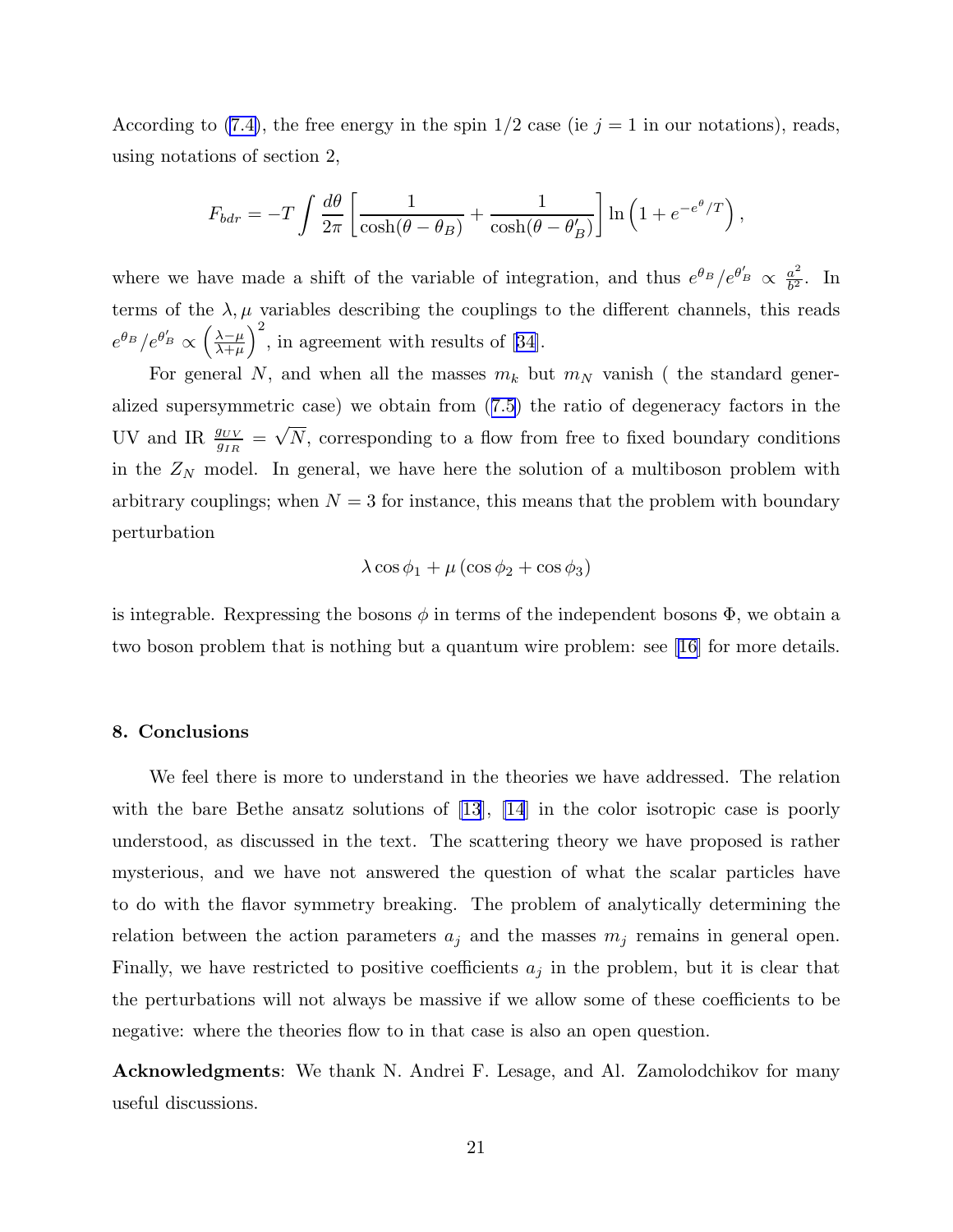According to (7.4), the free energy in the spin 1/2 case (ie $j = 1$ in our notations), reads, using notations of section 2,

$$F_{bdr} = -T \int \frac{d\theta}{2\pi} \left[ \frac{1}{\cosh(\theta - \theta_B)} + \frac{1}{\cosh(\theta - \theta'_B)} \right] \ln\left(1 + e^{-e^{\theta}/T}\right),$$

where we have made a shift of the variable of integration, and thus $e^{\theta_B}/e^{\theta'_B} \propto \frac{a^2}{b^2}$. In terms of the $\lambda, \mu$ variables describing the couplings to the different channels, this reads $e^{\theta_B}/e^{\theta'_B} \propto \left(\frac{\lambda-\mu}{\lambda+\mu}\right)^2$, in agreement with results of [34].

For general $N$, and when all the masses $m_k$ but $m_N$ vanish ( the standard generalized supersymmetric case) we obtain from (7.5) the ratio of degeneracy factors in the UV and IR $\frac{g_{UV}}{g_{IR}} = \sqrt{N}$, corresponding to a flow from free to fixed boundary conditions in the $Z_N$ model. In general, we have here the solution of a multiboson problem with arbitrary couplings; when $N = 3$ for instance, this means that the problem with boundary perturbation

$$\lambda \cos\phi_1 + \mu\left(\cos\phi_2 + \cos\phi_3\right)$$

is integrable. Rexpressing the bosons $\phi$ in terms of the independent bosons $\Phi$, we obtain a two boson problem that is nothing but a quantum wire problem: see [16] for more details.

## 8. Conclusions

We feel there is more to understand in the theories we have addressed. The relation with the bare Bethe ansatz solutions of [13], [14] in the color isotropic case is poorly understood, as discussed in the text. The scattering theory we have proposed is rather mysterious, and we have not answered the question of what the scalar particles have to do with the flavor symmetry breaking. The problem of analytically determining the relation between the action parameters $a_j$ and the masses $m_j$ remains in general open. Finally, we have restricted to positive coefficients $a_j$ in the problem, but it is clear that the perturbations will not always be massive if we allow some of these coefficients to be negative: where the theories flow to in that case is also an open question.

**Acknowledgments**: We thank N. Andrei F. Lesage, and Al. Zamolodchikov for many useful discussions.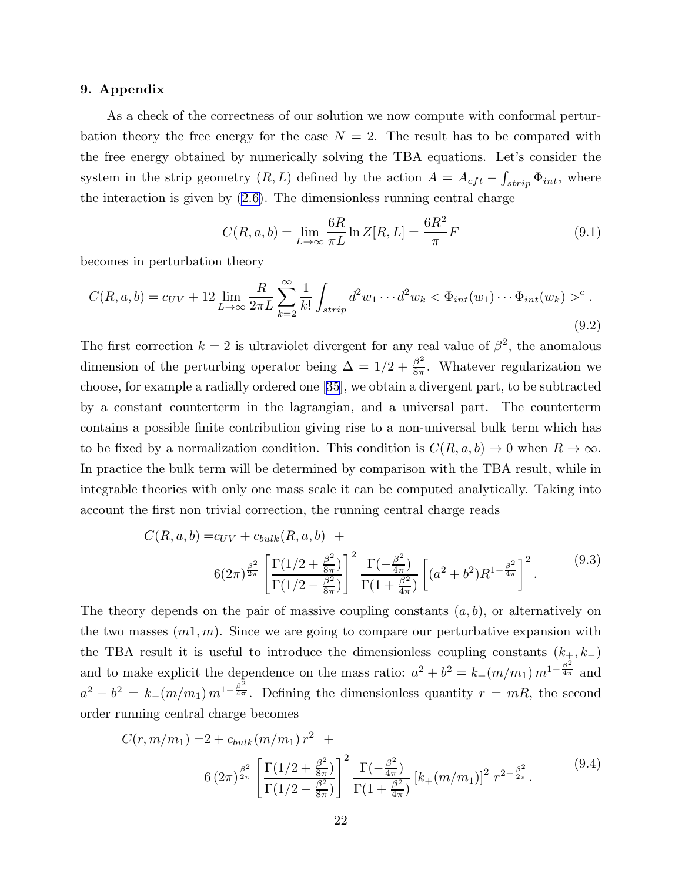## 9. Appendix

As a check of the correctness of our solution we now compute with conformal perturbation theory the free energy for the case $N = 2$. The result has to be compared with the free energy obtained by numerically solving the TBA equations. Let's consider the system in the strip geometry $(R, L)$ defined by the action $A = A_{cft} - \int_{strip} \Phi_{int}$, where the interaction is given by (2.6). The dimensionless running central charge

$$C(R, a, b) = \lim_{L\to\infty} \frac{6R}{\pi L} \ln Z[R, L] = \frac{6R^2}{\pi} F \tag{9.1}$$

becomes in perturbation theory

$$C(R, a, b) = c_{UV} + 12 \lim_{L\to\infty} \frac{R}{2\pi L} \sum_{k=2}^{\infty} \frac{1}{k!} \int_{strip} d^2w_1 \cdots d^2w_k < \Phi_{int}(w_1) \cdots \Phi_{int}(w_k) >^c . \tag{9.2}$$

The first correction $k = 2$ is ultraviolet divergent for any real value of $\beta^2$, the anomalous dimension of the perturbing operator being $\Delta = 1/2 + \frac{\beta^2}{8\pi}$. Whatever regularization we choose, for example a radially ordered one [35], we obtain a divergent part, to be subtracted by a constant counterterm in the lagrangian, and a universal part. The counterterm contains a possible finite contribution giving rise to a non-universal bulk term which has to be fixed by a normalization condition. This condition is $C(R, a, b) \to 0$ when $R \to \infty$. In practice the bulk term will be determined by comparison with the TBA result, while in integrable theories with only one mass scale it can be computed analytically. Taking into account the first non trivial correction, the running central charge reads

$$\begin{aligned} C(R, a, b) =& c_{UV} + c_{bulk}(R, a, b) \ + \\ & 6(2\pi)^{\frac{\beta^2}{2\pi}} \left[ \frac{\Gamma(1/2 + \frac{\beta^2}{8\pi})}{\Gamma(1/2 - \frac{\beta^2}{8\pi})} \right]^2 \frac{\Gamma(-\frac{\beta^2}{4\pi})}{\Gamma(1 + \frac{\beta^2}{4\pi})} \left[ (a^2 + b^2) R^{1-\frac{\beta^2}{4\pi}} \right]^2 . \end{aligned} \tag{9.3}$$

The theory depends on the pair of massive coupling constants $(a, b)$, or alternatively on the two masses $(m1, m)$. Since we are going to compare our perturbative expansion with the TBA result it is useful to introduce the dimensionless coupling constants $(k_+, k_-)$ and to make explicit the dependence on the mass ratio: $a^2 + b^2 = k_+(m/m_1)\, m^{1-\frac{\beta^2}{4\pi}}$ and $a^2 - b^2 = k_-(m/m_1)\, m^{1-\frac{\beta^2}{4\pi}}$. Defining the dimensionless quantity $r = mR$, the second order running central charge becomes

$$\begin{aligned} C(r, m/m_1) =& 2 + c_{bulk}(m/m_1)\, r^2 \ + \\ & 6\,(2\pi)^{\frac{\beta^2}{2\pi}} \left[ \frac{\Gamma(1/2 + \frac{\beta^2}{8\pi})}{\Gamma(1/2 - \frac{\beta^2}{8\pi})} \right]^2 \frac{\Gamma(-\frac{\beta^2}{4\pi})}{\Gamma(1 + \frac{\beta^2}{4\pi})} \left[ k_+(m/m_1) \right]^2 r^{2-\frac{\beta^2}{2\pi}} . \end{aligned} \tag{9.4}$$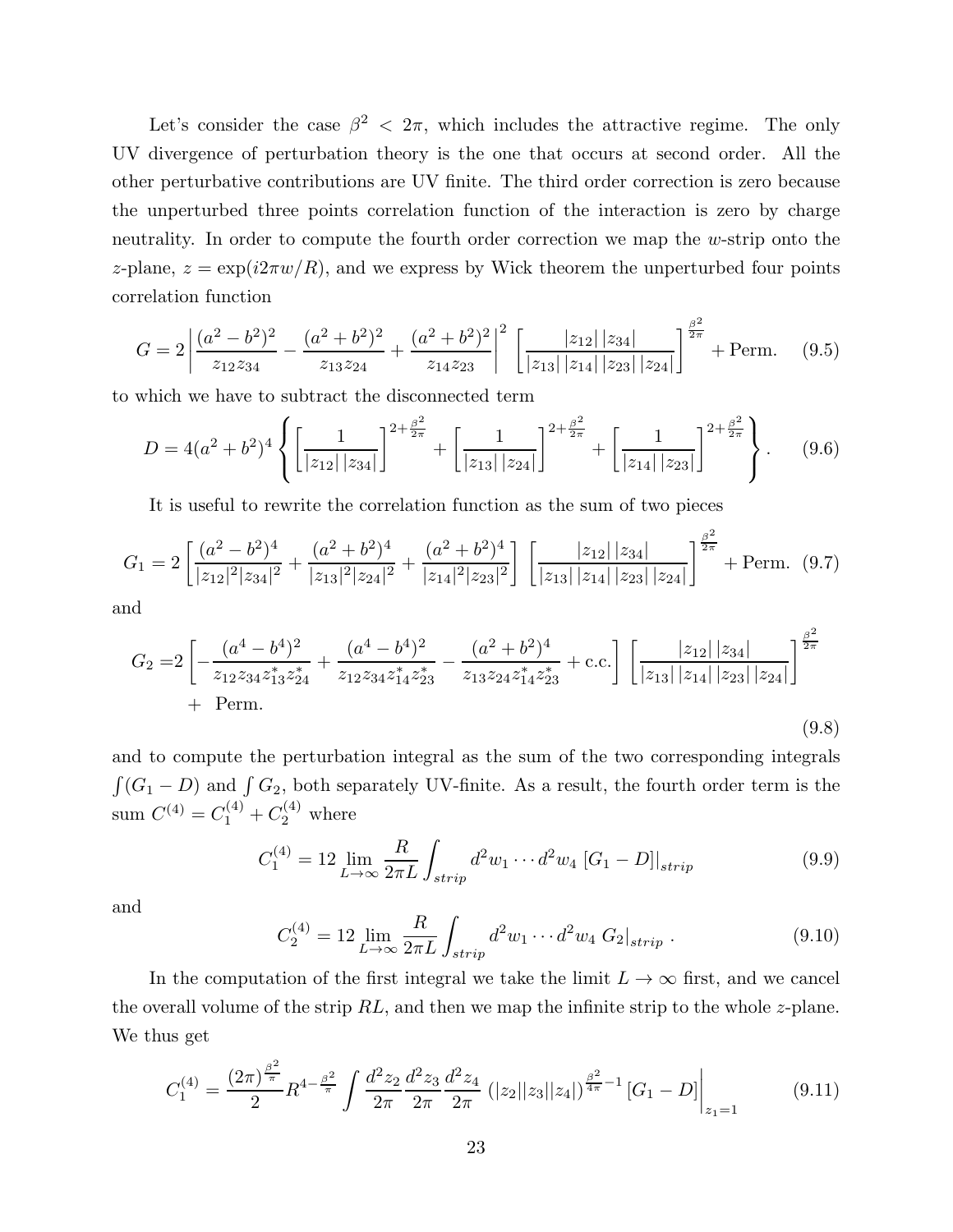Let's consider the case $\beta^2 < 2\pi$, which includes the attractive regime. The only UV divergence of perturbation theory is the one that occurs at second order. All the other perturbative contributions are UV finite. The third order correction is zero because the unperturbed three points correlation function of the interaction is zero by charge neutrality. In order to compute the fourth order correction we map the $w$-strip onto the $z$-plane, $z = \exp(i2\pi w/R)$, and we express by Wick theorem the unperturbed four points correlation function

$$G = 2\left|\frac{(a^2-b^2)^2}{z_{12}z_{34}} - \frac{(a^2+b^2)^2}{z_{13}z_{24}} + \frac{(a^2+b^2)^2}{z_{14}z_{23}}\right|^2 \left[\frac{|z_{12}|\,|z_{34}|}{|z_{13}|\,|z_{14}|\,|z_{23}|\,|z_{24}|}\right]^{\frac{\beta^2}{2\pi}} + \text{Perm.} \tag{9.5}$$

to which we have to subtract the disconnected term

$$D = 4(a^2+b^2)^4\left\{\left[\frac{1}{|z_{12}|\,|z_{34}|}\right]^{2+\frac{\beta^2}{2\pi}} + \left[\frac{1}{|z_{13}|\,|z_{24}|}\right]^{2+\frac{\beta^2}{2\pi}} + \left[\frac{1}{|z_{14}|\,|z_{23}|}\right]^{2+\frac{\beta^2}{2\pi}}\right\}. \tag{9.6}$$

It is useful to rewrite the correlation function as the sum of two pieces

$$G_1 = 2\left[\frac{(a^2-b^2)^4}{|z_{12}|^2|z_{34}|^2} + \frac{(a^2+b^2)^4}{|z_{13}|^2|z_{24}|^2} + \frac{(a^2+b^2)^4}{|z_{14}|^2|z_{23}|^2}\right]\left[\frac{|z_{12}|\,|z_{34}|}{|z_{13}|\,|z_{14}|\,|z_{23}|\,|z_{24}|}\right]^{\frac{\beta^2}{2\pi}} + \text{Perm.} \tag{9.7}$$

and

$$\begin{aligned} G_2 =& 2\left[-\frac{(a^4-b^4)^2}{z_{12}z_{34}z^*_{13}z^*_{24}} + \frac{(a^4-b^4)^2}{z_{12}z_{34}z^*_{14}z^*_{23}} - \frac{(a^2+b^2)^4}{z_{13}z_{24}z^*_{14}z^*_{23}} + \text{c.c.}\right]\left[\frac{|z_{12}|\,|z_{34}|}{|z_{13}|\,|z_{14}|\,|z_{23}|\,|z_{24}|}\right]^{\frac{\beta^2}{2\pi}} \\ &+ \ \text{Perm.} \end{aligned} \tag{9.8}$$

and to compute the perturbation integral as the sum of the two corresponding integrals $\int(G_1 - D)$ and $\int G_2$, both separately UV-finite. As a result, the fourth order term is the sum $C^{(4)} = C^{(4)}_1 + C^{(4)}_2$ where

$$C^{(4)}_1 = 12\lim_{L\to\infty}\frac{R}{2\pi L}\int_{strip} d^2w_1\cdots d^2w_4\,\left[G_1 - D\right]\big|_{strip} \tag{9.9}$$

and

$$C^{(4)}_2 = 12\lim_{L\to\infty}\frac{R}{2\pi L}\int_{strip} d^2w_1\cdots d^2w_4\; G_2\big|_{strip}\,. \tag{9.10}$$

In the computation of the first integral we take the limit $L \to \infty$ first, and we cancel the overall volume of the strip $RL$, and then we map the infinite strip to the whole $z$-plane. We thus get

$$C^{(4)}_1 = \frac{(2\pi)^{\frac{\beta^2}{\pi}}}{2}R^{4-\frac{\beta^2}{\pi}}\int\frac{d^2z_2}{2\pi}\frac{d^2z_3}{2\pi}\frac{d^2z_4}{2\pi}\,\left(|z_2||z_3||z_4|\right)^{\frac{\beta^2}{4\pi}-1}\left[G_1 - D\right]\Big|_{z_1=1} \tag{9.11}$$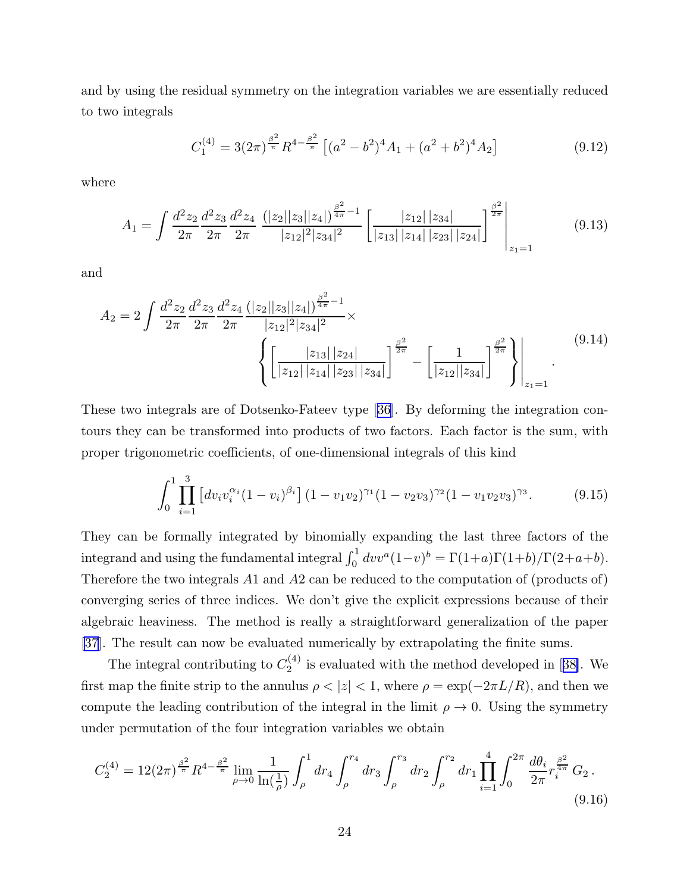and by using the residual symmetry on the integration variables we are essentially reduced to two integrals

$$C_1^{(4)} = 3(2\pi)^{\frac{\beta^2}{\pi}} R^{4-\frac{\beta^2}{\pi}} \left[ (a^2-b^2)^4 A_1 + (a^2+b^2)^4 A_2 \right] \tag{9.12}$$

where

$$A_1 = \int \frac{d^2z_2}{2\pi} \frac{d^2z_3}{2\pi} \frac{d^2z_4}{2\pi} \; \frac{(|z_2||z_3||z_4|)^{\frac{\beta^2}{4\pi}-1}}{|z_{12}|^2|z_{34}|^2} \left[ \frac{|z_{12}|\,|z_{34}|}{|z_{13}|\,|z_{14}|\,|z_{23}|\,|z_{24}|} \right]^{\frac{\beta^2}{2\pi}} \Bigg|_{z_1=1} \tag{9.13}$$

and

$$A_2 = 2 \int \frac{d^2z_2}{2\pi} \frac{d^2z_3}{2\pi} \frac{d^2z_4}{2\pi} \frac{(|z_2||z_3||z_4|)^{\frac{\beta^2}{4\pi}-1}}{|z_{12}|^2|z_{34}|^2} \times \left\{ \left[ \frac{|z_{13}|\,|z_{24}|}{|z_{12}|\,|z_{14}|\,|z_{23}|\,|z_{34}|} \right]^{\frac{\beta^2}{2\pi}} - \left[ \frac{1}{|z_{12}||z_{34}|} \right]^{\frac{\beta^2}{2\pi}} \right\} \Bigg|_{z_1=1} . \tag{9.14}$$

These two integrals are of Dotsenko-Fateev type [36]. By deforming the integration contours they can be transformed into products of two factors. Each factor is the sum, with proper trigonometric coefficients, of one-dimensional integrals of this kind

$$\int_0^1 \prod_{i=1}^{3} \left[ dv_i v_i^{\alpha_i} (1-v_i)^{\beta_i} \right] (1-v_1v_2)^{\gamma_1} (1-v_2v_3)^{\gamma_2} (1-v_1v_2v_3)^{\gamma_3}. \tag{9.15}$$

They can be formally integrated by binomially expanding the last three factors of the integrand and using the fundamental integral $\int_0^1 dv v^a (1-v)^b = \Gamma(1+a)\Gamma(1+b)/\Gamma(2+a+b)$. Therefore the two integrals $A1$ and $A2$ can be reduced to the computation of (products of) converging series of three indices. We don't give the explicit expressions because of their algebraic heaviness. The method is really a straightforward generalization of the paper [37]. The result can now be evaluated numerically by extrapolating the finite sums.

The integral contributing to $C_2^{(4)}$ is evaluated with the method developed in [38]. We first map the finite strip to the annulus $\rho < |z| < 1$, where $\rho = \exp(-2\pi L/R)$, and then we compute the leading contribution of the integral in the limit $\rho \to 0$. Using the symmetry under permutation of the four integration variables we obtain

$$C_2^{(4)} = 12(2\pi)^{\frac{\beta^2}{\pi}} R^{4-\frac{\beta^2}{\pi}} \lim_{\rho \to 0} \frac{1}{\ln(\frac{1}{\rho})} \int_\rho^1 dr_4 \int_\rho^{r_4} dr_3 \int_\rho^{r_3} dr_2 \int_\rho^{r_2} dr_1 \prod_{i=1}^{4} \int_0^{2\pi} \frac{d\theta_i}{2\pi} r_i^{\frac{\beta^2}{4\pi}} \, G_2 \, . \tag{9.16}$$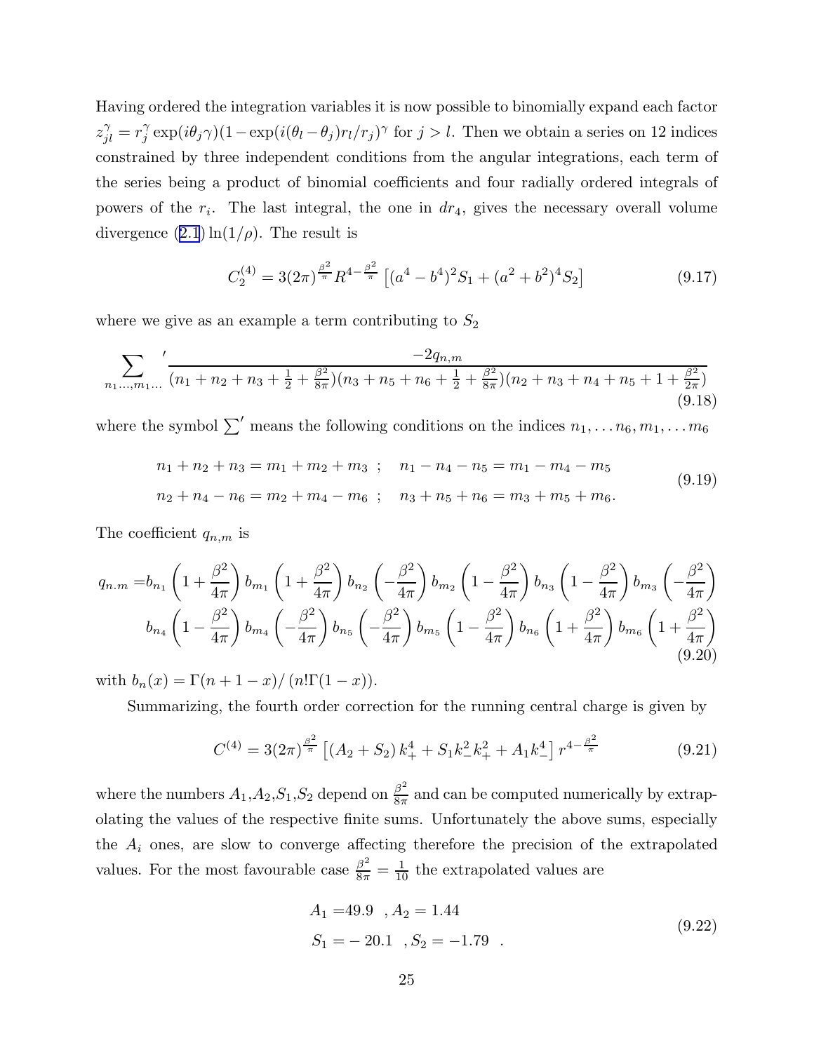Having ordered the integration variables it is now possible to binomially expand each factor $z_{jl}^{\gamma} = r_j^{\gamma} \exp(i\theta_j \gamma)(1 - \exp(i(\theta_l - \theta_j) r_l / r_j)^{\gamma}$ for $j > l$. Then we obtain a series on 12 indices constrained by three independent conditions from the angular integrations, each term of the series being a product of binomial coefficients and four radially ordered integrals of powers of the $r_i$. The last integral, the one in $dr_4$, gives the necessary overall volume divergence (2.1) $\ln(1/\rho)$. The result is

$$
C_2^{(4)} = 3(2\pi)^{\frac{\beta^2}{\pi}} R^{4-\frac{\beta^2}{\pi}} \left[ (a^4 - b^4)^2 S_1 + (a^2 + b^2)^4 S_2 \right] \tag{9.17}
$$

where we give as an example a term contributing to $S_2$

$$
\sum_{n_1 \ldots, m_1 \ldots}{}^{\prime} \frac{-2 q_{n,m}}{(n_1 + n_2 + n_3 + \frac{1}{2} + \frac{\beta^2}{8\pi})(n_3 + n_5 + n_6 + \frac{1}{2} + \frac{\beta^2}{8\pi})(n_2 + n_3 + n_4 + n_5 + 1 + \frac{\beta^2}{2\pi})} \tag{9.18}
$$

where the symbol $\sum'$ means the following conditions on the indices $n_1, \ldots n_6, m_1, \ldots m_6$

$$
\begin{aligned}
&n_1 + n_2 + n_3 = m_1 + m_2 + m_3 \;; \quad n_1 - n_4 - n_5 = m_1 - m_4 - m_5 \\
&n_2 + n_4 - n_6 = m_2 + m_4 - m_6 \;; \quad n_3 + n_5 + n_6 = m_3 + m_5 + m_6.
\end{aligned} \tag{9.19}
$$

The coefficient $q_{n,m}$ is

$$
\begin{aligned}
q_{n.m} =& b_{n_1}\left(1 + \frac{\beta^2}{4\pi}\right) b_{m_1}\left(1 + \frac{\beta^2}{4\pi}\right) b_{n_2}\left(-\frac{\beta^2}{4\pi}\right) b_{m_2}\left(1 - \frac{\beta^2}{4\pi}\right) b_{n_3}\left(1 - \frac{\beta^2}{4\pi}\right) b_{m_3}\left(-\frac{\beta^2}{4\pi}\right) \\
& b_{n_4}\left(1 - \frac{\beta^2}{4\pi}\right) b_{m_4}\left(-\frac{\beta^2}{4\pi}\right) b_{n_5}\left(-\frac{\beta^2}{4\pi}\right) b_{m_5}\left(1 - \frac{\beta^2}{4\pi}\right) b_{n_6}\left(1 + \frac{\beta^2}{4\pi}\right) b_{m_6}\left(1 + \frac{\beta^2}{4\pi}\right)
\end{aligned} \tag{9.20}
$$

with $b_n(x) = \Gamma(n + 1 - x) / \left(n! \Gamma(1 - x)\right)$.

Summarizing, the fourth order correction for the running central charge is given by

$$
C^{(4)} = 3(2\pi)^{\frac{\beta^2}{\pi}} \left[ (A_2 + S_2)\, k_+^4 + S_1 k_-^2 k_+^2 + A_1 k_-^4 \right] r^{4-\frac{\beta^2}{\pi}} \tag{9.21}
$$

where the numbers $A_1$,$A_2$,$S_1$,$S_2$ depend on $\frac{\beta^2}{8\pi}$ and can be computed numerically by extrapolating the values of the respective finite sums. Unfortunately the above sums, especially the $A_i$ ones, are slow to converge affecting therefore the precision of the extrapolated values. For the most favourable case $\frac{\beta^2}{8\pi} = \frac{1}{10}$ the extrapolated values are

$$
\begin{aligned}
A_1 =& 49.9 \quad , A_2 = 1.44 \\
S_1 =& -20.1 \quad , S_2 = -1.79 \quad .
\end{aligned} \tag{9.22}
$$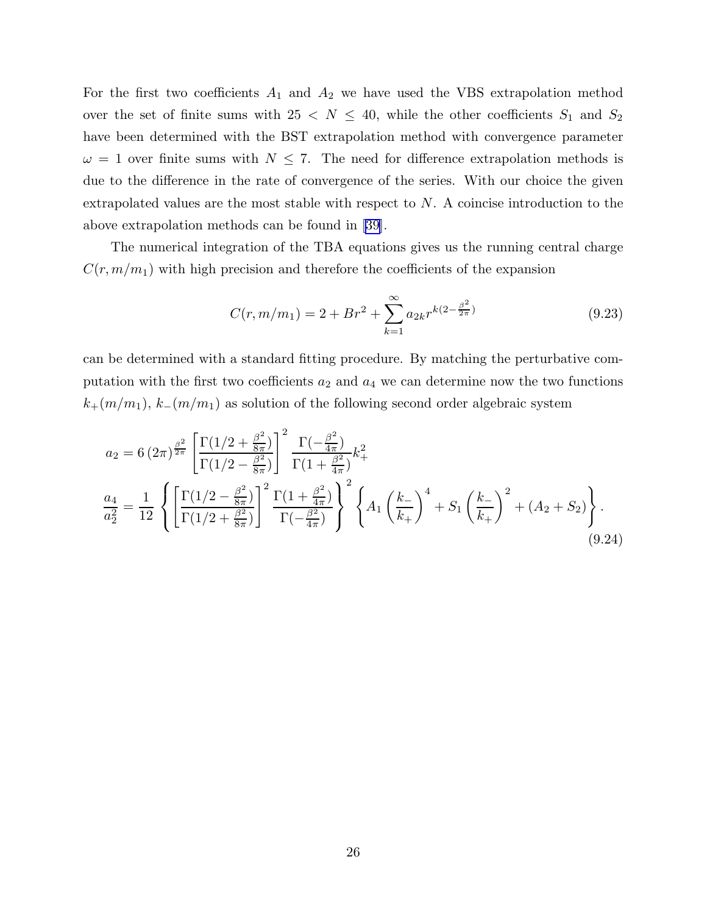For the first two coefficients $A_1$ and $A_2$ we have used the VBS extrapolation method over the set of finite sums with $25 < N \leq 40$, while the other coefficients $S_1$ and $S_2$ have been determined with the BST extrapolation method with convergence parameter $\omega = 1$ over finite sums with $N \leq 7$. The need for difference extrapolation methods is due to the difference in the rate of convergence of the series. With our choice the given extrapolated values are the most stable with respect to $N$. A coincise introduction to the above extrapolation methods can be found in [39].

The numerical integration of the TBA equations gives us the running central charge $C(r, m/m_1)$ with high precision and therefore the coefficients of the expansion

$$C(r, m/m_1) = 2 + Br^2 + \sum_{k=1}^{\infty} a_{2k} r^{k(2-\frac{\beta^2}{2\pi})} \tag{9.23}$$

can be determined with a standard fitting procedure. By matching the perturbative computation with the first two coefficients $a_2$ and $a_4$ we can determine now the two functions $k_+(m/m_1)$, $k_-(m/m_1)$ as solution of the following second order algebraic system

$$\begin{aligned}
a_2 &= 6\,(2\pi)^{\frac{\beta^2}{2\pi}} \left[\frac{\Gamma(1/2+\frac{\beta^2}{8\pi})}{\Gamma(1/2-\frac{\beta^2}{8\pi})}\right]^2 \frac{\Gamma(-\frac{\beta^2}{4\pi})}{\Gamma(1+\frac{\beta^2}{4\pi})} k_+^2 \\
\frac{a_4}{a_2^2} &= \frac{1}{12}\left\{\left[\frac{\Gamma(1/2-\frac{\beta^2}{8\pi})}{\Gamma(1/2+\frac{\beta^2}{8\pi})}\right]^2 \frac{\Gamma(1+\frac{\beta^2}{4\pi})}{\Gamma(-\frac{\beta^2}{4\pi})}\right\}^2 \left\{A_1\left(\frac{k_-}{k_+}\right)^4 + S_1\left(\frac{k_-}{k_+}\right)^2 + (A_2+S_2)\right\}.
\end{aligned} \tag{9.24}$$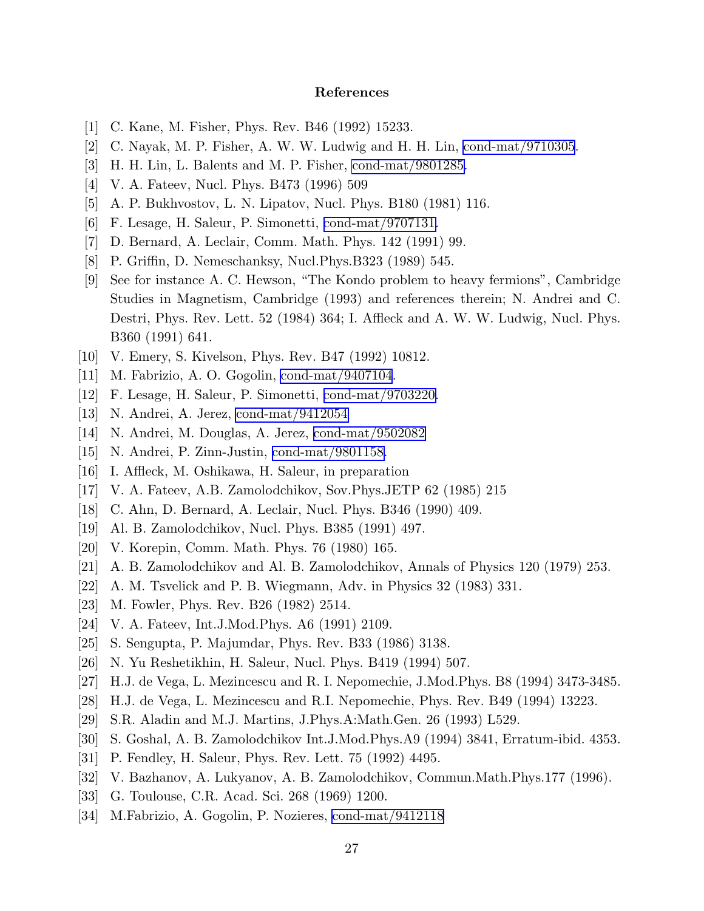## References

[1] C. Kane, M. Fisher, Phys. Rev. B46 (1992) 15233.

[2] C. Nayak, M. P. Fisher, A. W. W. Ludwig and H. H. Lin, cond-mat/9710305.

[3] H. H. Lin, L. Balents and M. P. Fisher, cond-mat/9801285.

[4] V. A. Fateev, Nucl. Phys. B473 (1996) 509

[5] A. P. Bukhvostov, L. N. Lipatov, Nucl. Phys. B180 (1981) 116.

[6] F. Lesage, H. Saleur, P. Simonetti, cond-mat/9707131.

[7] D. Bernard, A. Leclair, Comm. Math. Phys. 142 (1991) 99.

[8] P. Griffin, D. Nemeschanksy, Nucl.Phys.B323 (1989) 545.

[9] See for instance A. C. Hewson, "The Kondo problem to heavy fermions", Cambridge Studies in Magnetism, Cambridge (1993) and references therein; N. Andrei and C. Destri, Phys. Rev. Lett. 52 (1984) 364; I. Affleck and A. W. W. Ludwig, Nucl. Phys. B360 (1991) 641.

[10] V. Emery, S. Kivelson, Phys. Rev. B47 (1992) 10812.

[11] M. Fabrizio, A. O. Gogolin, cond-mat/9407104.

[12] F. Lesage, H. Saleur, P. Simonetti, cond-mat/9703220.

[13] N. Andrei, A. Jerez, cond-mat/9412054

[14] N. Andrei, M. Douglas, A. Jerez, cond-mat/9502082

[15] N. Andrei, P. Zinn-Justin, cond-mat/9801158.

[16] I. Affleck, M. Oshikawa, H. Saleur, in preparation

[17] V. A. Fateev, A.B. Zamolodchikov, Sov.Phys.JETP 62 (1985) 215

[18] C. Ahn, D. Bernard, A. Leclair, Nucl. Phys. B346 (1990) 409.

[19] Al. B. Zamolodchikov, Nucl. Phys. B385 (1991) 497.

[20] V. Korepin, Comm. Math. Phys. 76 (1980) 165.

[21] A. B. Zamolodchikov and Al. B. Zamolodchikov, Annals of Physics 120 (1979) 253.

[22] A. M. Tsvelick and P. B. Wiegmann, Adv. in Physics 32 (1983) 331.

[23] M. Fowler, Phys. Rev. B26 (1982) 2514.

[24] V. A. Fateev, Int.J.Mod.Phys. A6 (1991) 2109.

[25] S. Sengupta, P. Majumdar, Phys. Rev. B33 (1986) 3138.

[26] N. Yu Reshetikhin, H. Saleur, Nucl. Phys. B419 (1994) 507.

[27] H.J. de Vega, L. Mezincescu and R. I. Nepomechie, J.Mod.Phys. B8 (1994) 3473-3485.

[28] H.J. de Vega, L. Mezincescu and R.I. Nepomechie, Phys. Rev. B49 (1994) 13223.

[29] S.R. Aladin and M.J. Martins, J.Phys.A:Math.Gen. 26 (1993) L529.

[30] S. Goshal, A. B. Zamolodchikov Int.J.Mod.Phys.A9 (1994) 3841, Erratum-ibid. 4353.

[31] P. Fendley, H. Saleur, Phys. Rev. Lett. 75 (1992) 4495.

[32] V. Bazhanov, A. Lukyanov, A. B. Zamolodchikov, Commun.Math.Phys.177 (1996).

[33] G. Toulouse, C.R. Acad. Sci. 268 (1969) 1200.

[34] M.Fabrizio, A. Gogolin, P. Nozieres, cond-mat/9412118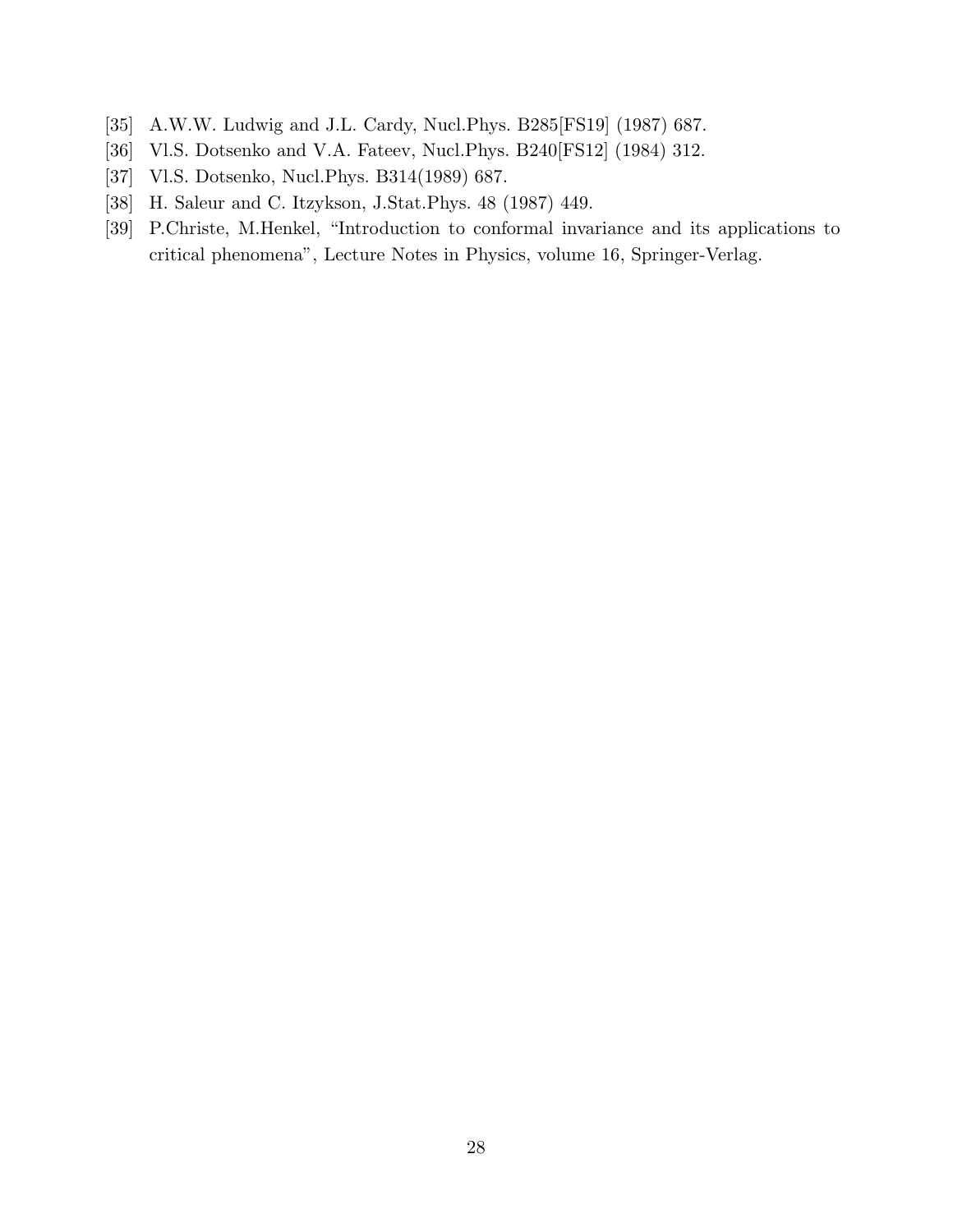[35] A.W.W. Ludwig and J.L. Cardy, Nucl.Phys. B285[FS19] (1987) 687.

[36] Vl.S. Dotsenko and V.A. Fateev, Nucl.Phys. B240[FS12] (1984) 312.

[37] Vl.S. Dotsenko, Nucl.Phys. B314(1989) 687.

[38] H. Saleur and C. Itzykson, J.Stat.Phys. 48 (1987) 449.

[39] P.Christe, M.Henkel, "Introduction to conformal invariance and its applications to critical phenomena", Lecture Notes in Physics, volume 16, Springer-Verlag.